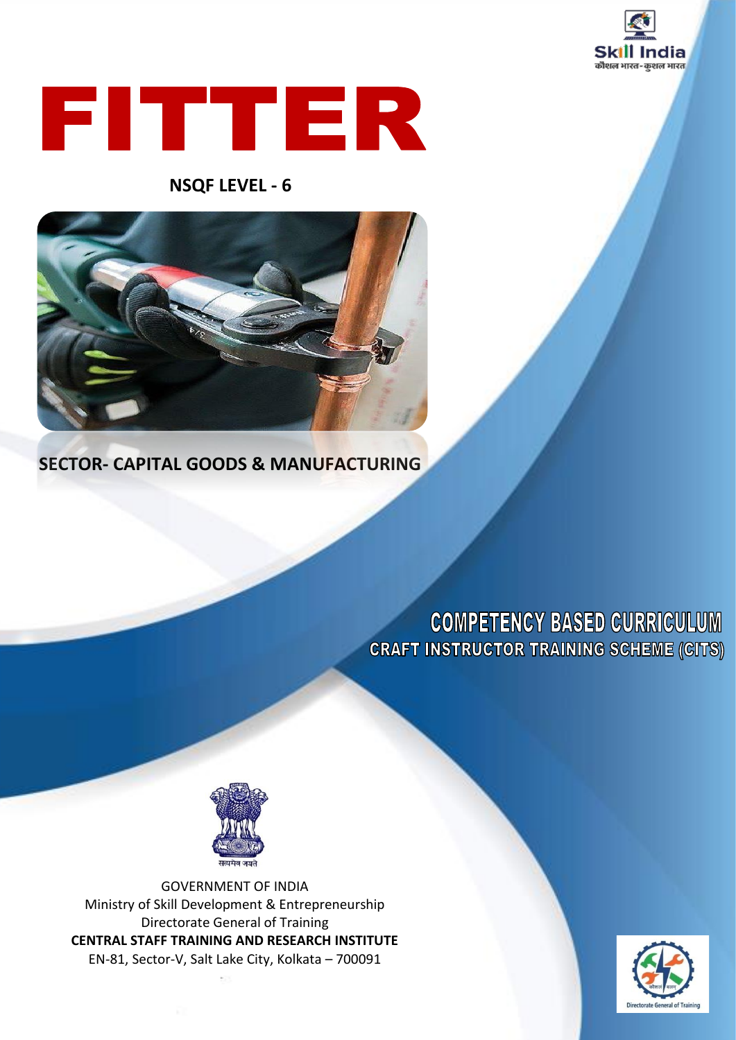Skill India
कौशल भारत-कुशल भारत

# FITTER

**NSQF LEVEL - 6**

**SECTOR- CAPITAL GOODS & MANUFACTURING**

## COMPETENCY BASED CURRICULUM

### CRAFT INSTRUCTOR TRAINING SCHEME (CITS)

सत्यमेव जयते

GOVERNMENT OF INDIA
Ministry of Skill Development & Entrepreneurship
Directorate General of Training
**CENTRAL STAFF TRAINING AND RESEARCH INSTITUTE**
EN-81, Sector-V, Salt Lake City, Kolkata – 700091

Directorate General of Training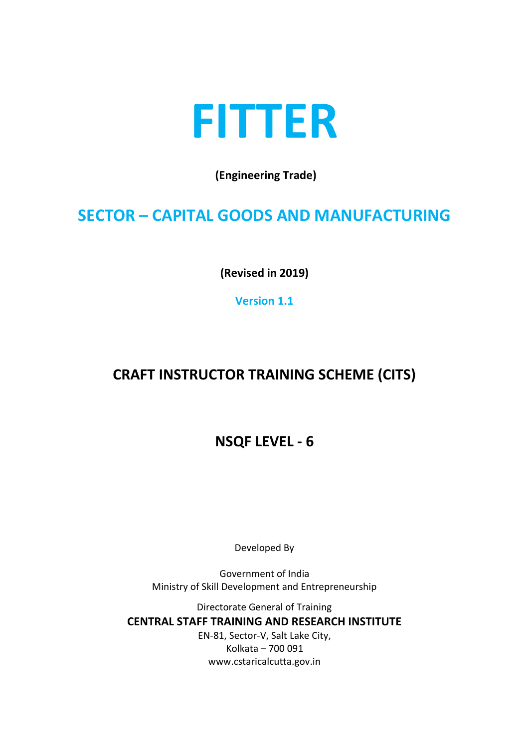# FITTER

**(Engineering Trade)**

## SECTOR – CAPITAL GOODS AND MANUFACTURING

**(Revised in 2019)**

**Version 1.1**

## CRAFT INSTRUCTOR TRAINING SCHEME (CITS)

## NSQF LEVEL - 6

Developed By

Government of India
Ministry of Skill Development and Entrepreneurship

Directorate General of Training
**CENTRAL STAFF TRAINING AND RESEARCH INSTITUTE**
EN-81, Sector-V, Salt Lake City,
Kolkata – 700 091
www.cstaricalcutta.gov.in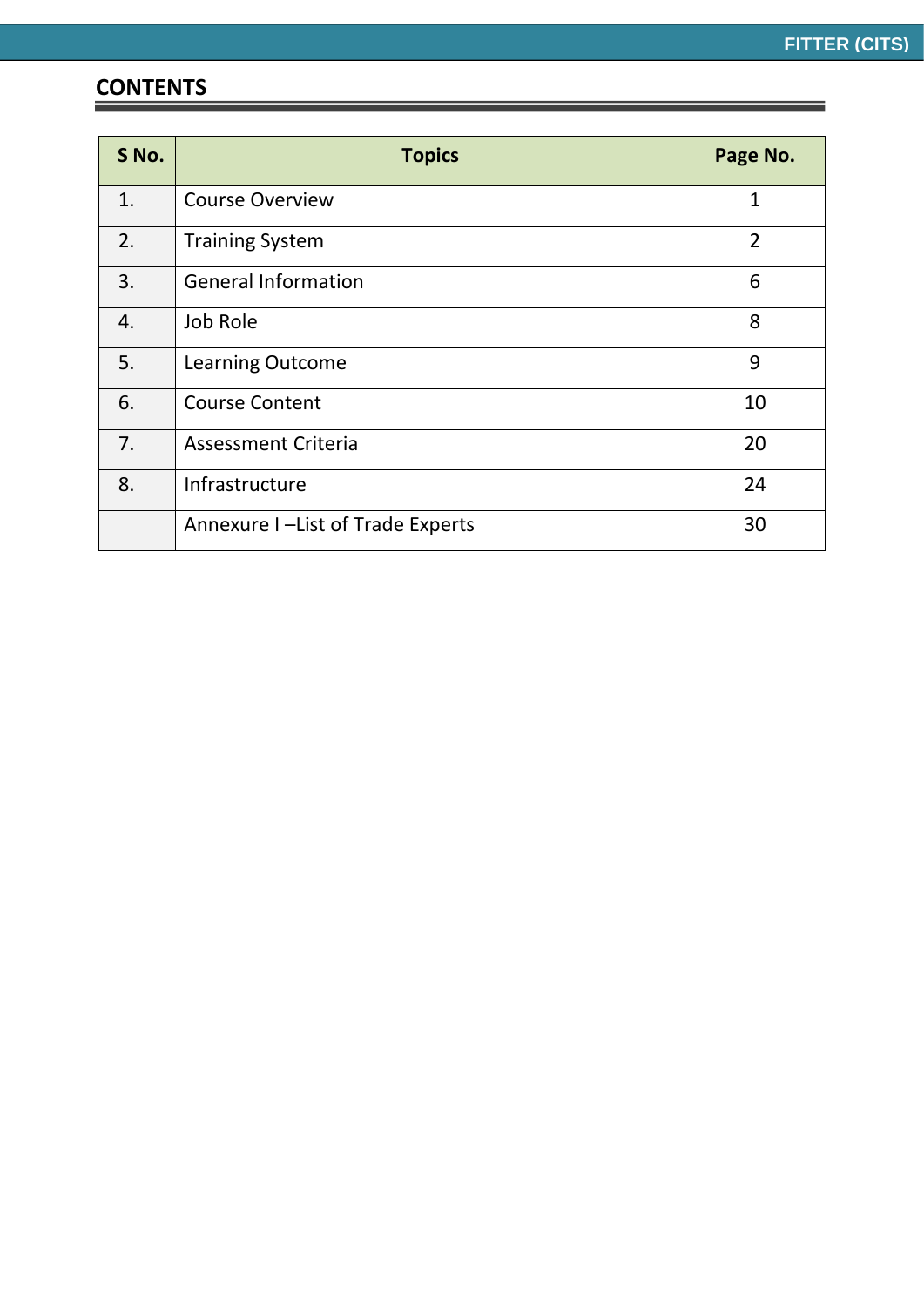## CONTENTS

| S No. | Topics | Page No. |
|---|---|---|
| 1. | Course Overview | 1 |
| 2. | Training System | 2 |
| 3. | General Information | 6 |
| 4. | Job Role | 8 |
| 5. | Learning Outcome | 9 |
| 6. | Course Content | 10 |
| 7. | Assessment Criteria | 20 |
| 8. | Infrastructure | 24 |
| | Annexure I –List of Trade Experts | 30 |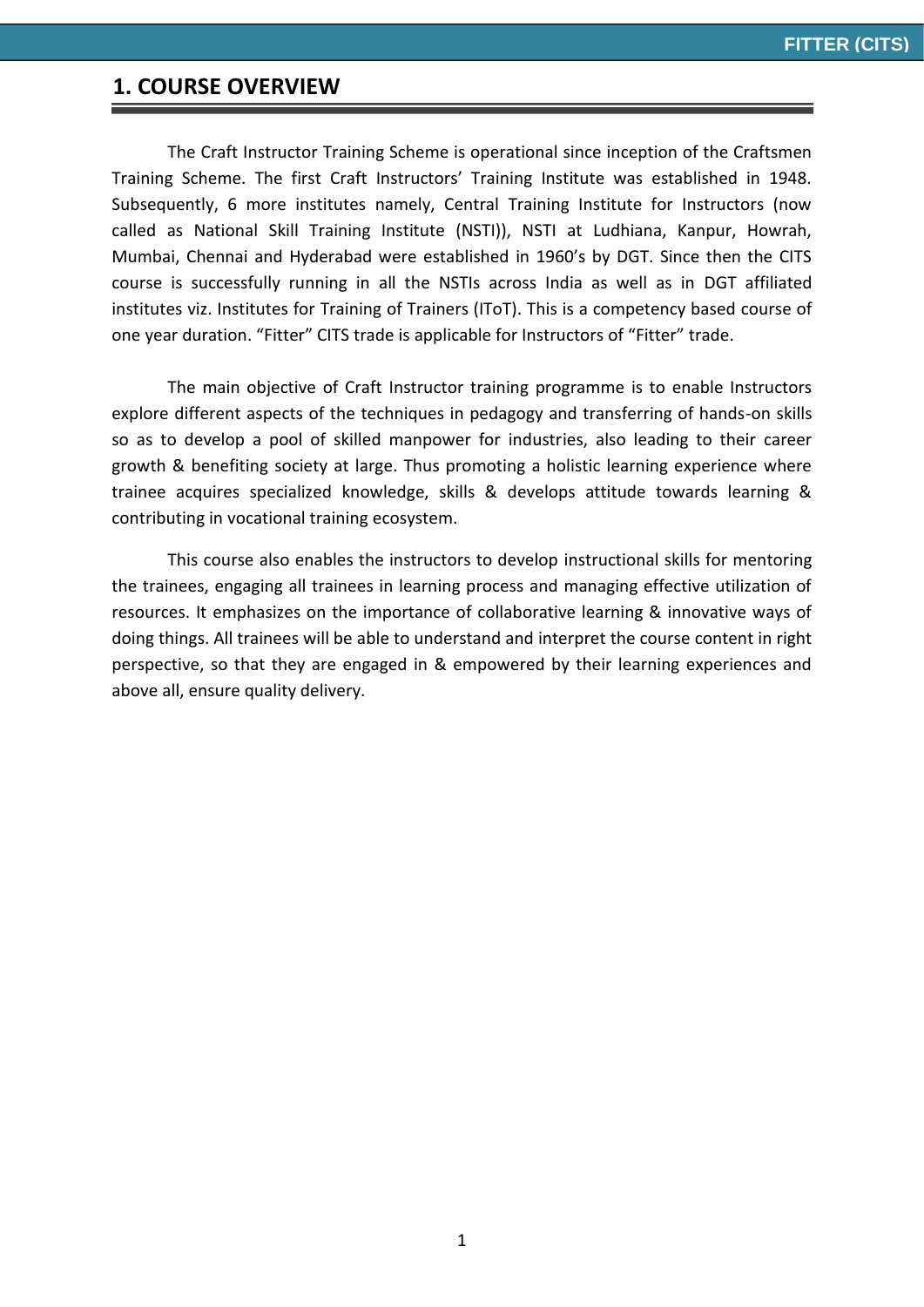# 1. COURSE OVERVIEW

The Craft Instructor Training Scheme is operational since inception of the Craftsmen Training Scheme. The first Craft Instructors' Training Institute was established in 1948. Subsequently, 6 more institutes namely, Central Training Institute for Instructors (now called as National Skill Training Institute (NSTI)), NSTI at Ludhiana, Kanpur, Howrah, Mumbai, Chennai and Hyderabad were established in 1960's by DGT. Since then the CITS course is successfully running in all the NSTIs across India as well as in DGT affiliated institutes viz. Institutes for Training of Trainers (IToT). This is a competency based course of one year duration. "Fitter" CITS trade is applicable for Instructors of "Fitter" trade.

The main objective of Craft Instructor training programme is to enable Instructors explore different aspects of the techniques in pedagogy and transferring of hands-on skills so as to develop a pool of skilled manpower for industries, also leading to their career growth & benefiting society at large. Thus promoting a holistic learning experience where trainee acquires specialized knowledge, skills & develops attitude towards learning & contributing in vocational training ecosystem.

This course also enables the instructors to develop instructional skills for mentoring the trainees, engaging all trainees in learning process and managing effective utilization of resources. It emphasizes on the importance of collaborative learning & innovative ways of doing things. All trainees will be able to understand and interpret the course content in right perspective, so that they are engaged in & empowered by their learning experiences and above all, ensure quality delivery.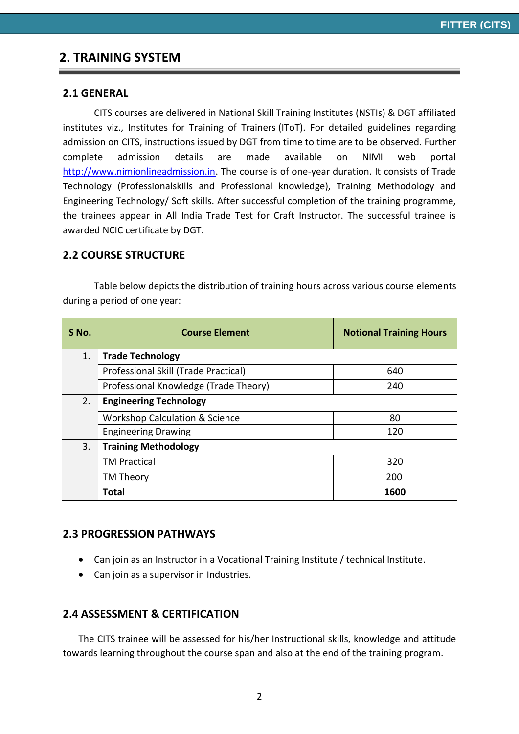## 2. TRAINING SYSTEM

### 2.1 GENERAL

CITS courses are delivered in National Skill Training Institutes (NSTIs) & DGT affiliated institutes viz., Institutes for Training of Trainers (IToT). For detailed guidelines regarding admission on CITS, instructions issued by DGT from time to time are to be observed. Further complete admission details are made available on NIMI web portal http://www.nimionlineadmission.in. The course is of one-year duration. It consists of Trade Technology (Professionalskills and Professional knowledge), Training Methodology and Engineering Technology/ Soft skills. After successful completion of the training programme, the trainees appear in All India Trade Test for Craft Instructor. The successful trainee is awarded NCIC certificate by DGT.

### 2.2 COURSE STRUCTURE

Table below depicts the distribution of training hours across various course elements during a period of one year:

| S No. | Course Element | Notional Training Hours |
|---|---|---|
| 1. | **Trade Technology** | |
| | Professional Skill (Trade Practical) | 640 |
| | Professional Knowledge (Trade Theory) | 240 |
| 2. | **Engineering Technology** | |
| | Workshop Calculation & Science | 80 |
| | Engineering Drawing | 120 |
| 3. | **Training Methodology** | |
| | TM Practical | 320 |
| | TM Theory | 200 |
| | **Total** | **1600** |

### 2.3 PROGRESSION PATHWAYS

- Can join as an Instructor in a Vocational Training Institute / technical Institute.
- Can join as a supervisor in Industries.

### 2.4 ASSESSMENT & CERTIFICATION

The CITS trainee will be assessed for his/her Instructional skills, knowledge and attitude towards learning throughout the course span and also at the end of the training program.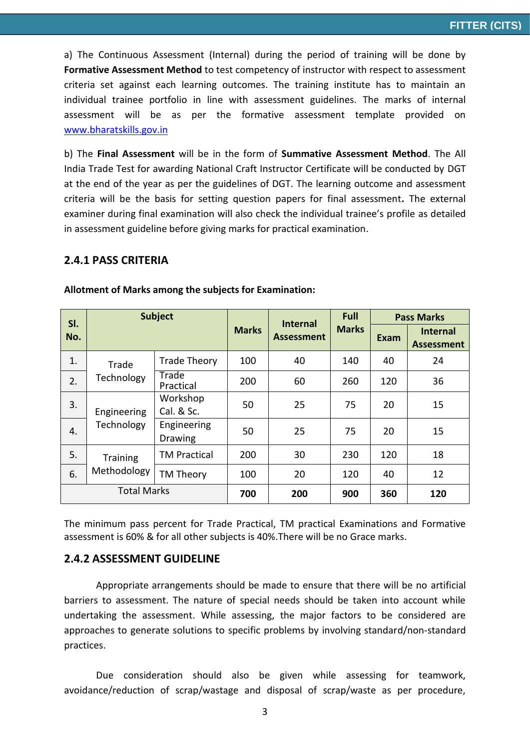a) The Continuous Assessment (Internal) during the period of training will be done by **Formative Assessment Method** to test competency of instructor with respect to assessment criteria set against each learning outcomes. The training institute has to maintain an individual trainee portfolio in line with assessment guidelines. The marks of internal assessment will be as per the formative assessment template provided on www.bharatskills.gov.in

b) The **Final Assessment** will be in the form of **Summative Assessment Method**. The All India Trade Test for awarding National Craft Instructor Certificate will be conducted by DGT at the end of the year as per the guidelines of DGT. The learning outcome and assessment criteria will be the basis for setting question papers for final assessment**.** The external examiner during final examination will also check the individual trainee's profile as detailed in assessment guideline before giving marks for practical examination.

### 2.4.1 PASS CRITERIA

**Allotment of Marks among the subjects for Examination:**

| Sl. No. | Subject | | Marks | Internal Assessment | Full Marks | Pass Marks | |
|---|---|---|---|---|---|---|---|
| | | | | | | Exam | Internal Assessment |
| 1. | Trade Technology | Trade Theory | 100 | 40 | 140 | 40 | 24 |
| 2. | | Trade Practical | 200 | 60 | 260 | 120 | 36 |
| 3. | Engineering Technology | Workshop Cal. & Sc. | 50 | 25 | 75 | 20 | 15 |
| 4. | | Engineering Drawing | 50 | 25 | 75 | 20 | 15 |
| 5. | Training Methodology | TM Practical | 200 | 30 | 230 | 120 | 18 |
| 6. | | TM Theory | 100 | 20 | 120 | 40 | 12 |
| Total Marks | | | **700** | **200** | **900** | **360** | **120** |

The minimum pass percent for Trade Practical, TM practical Examinations and Formative assessment is 60% & for all other subjects is 40%.There will be no Grace marks.

### 2.4.2 ASSESSMENT GUIDELINE

Appropriate arrangements should be made to ensure that there will be no artificial barriers to assessment. The nature of special needs should be taken into account while undertaking the assessment. While assessing, the major factors to be considered are approaches to generate solutions to specific problems by involving standard/non-standard practices.

Due consideration should also be given while assessing for teamwork, avoidance/reduction of scrap/wastage and disposal of scrap/waste as per procedure,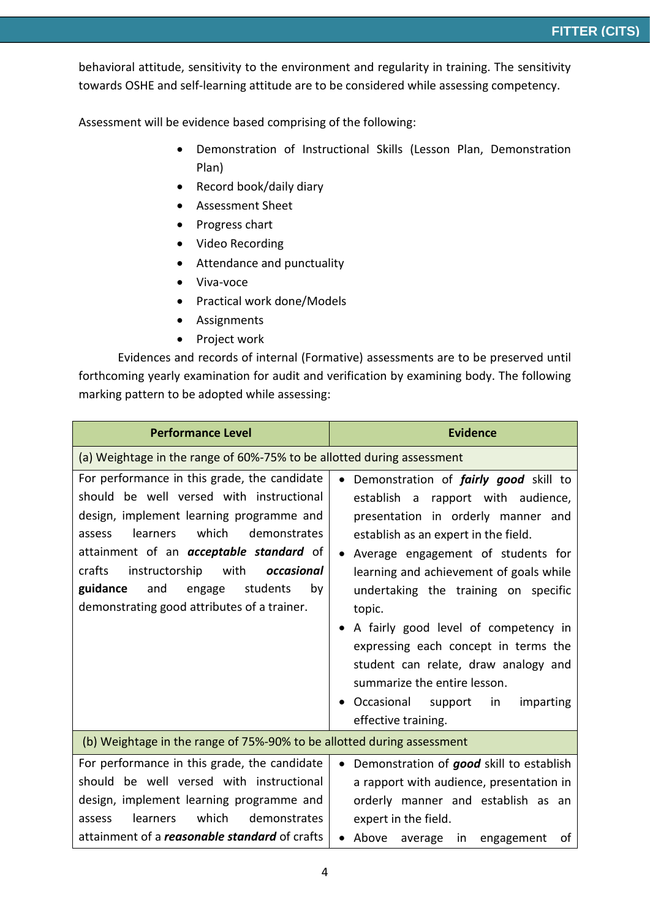behavioral attitude, sensitivity to the environment and regularity in training. The sensitivity towards OSHE and self-learning attitude are to be considered while assessing competency.

Assessment will be evidence based comprising of the following:

- Demonstration of Instructional Skills (Lesson Plan, Demonstration Plan)
- Record book/daily diary
- Assessment Sheet
- Progress chart
- Video Recording
- Attendance and punctuality
- Viva-voce
- Practical work done/Models
- Assignments
- Project work

Evidences and records of internal (Formative) assessments are to be preserved until forthcoming yearly examination for audit and verification by examining body. The following marking pattern to be adopted while assessing:

| Performance Level | Evidence |
|---|---|
| (a) Weightage in the range of 60%-75% to be allotted during assessment | |
| For performance in this grade, the candidate should be well versed with instructional design, implement learning programme and assess learners which demonstrates attainment of an ***acceptable standard*** of crafts instructorship with ***occasional*** **guidance** and engage students by demonstrating good attributes of a trainer. | • Demonstration of ***fairly good*** skill to establish a rapport with audience, presentation in orderly manner and establish as an expert in the field.<br>• Average engagement of students for learning and achievement of goals while undertaking the training on specific topic.<br>• A fairly good level of competency in expressing each concept in terms the student can relate, draw analogy and summarize the entire lesson.<br>• Occasional support in imparting effective training. |
| (b) Weightage in the range of 75%-90% to be allotted during assessment | |
| For performance in this grade, the candidate should be well versed with instructional design, implement learning programme and assess learners which demonstrates attainment of a ***reasonable standard*** of crafts | • Demonstration of ***good*** skill to establish a rapport with audience, presentation in orderly manner and establish as an expert in the field.<br>• Above average in engagement of |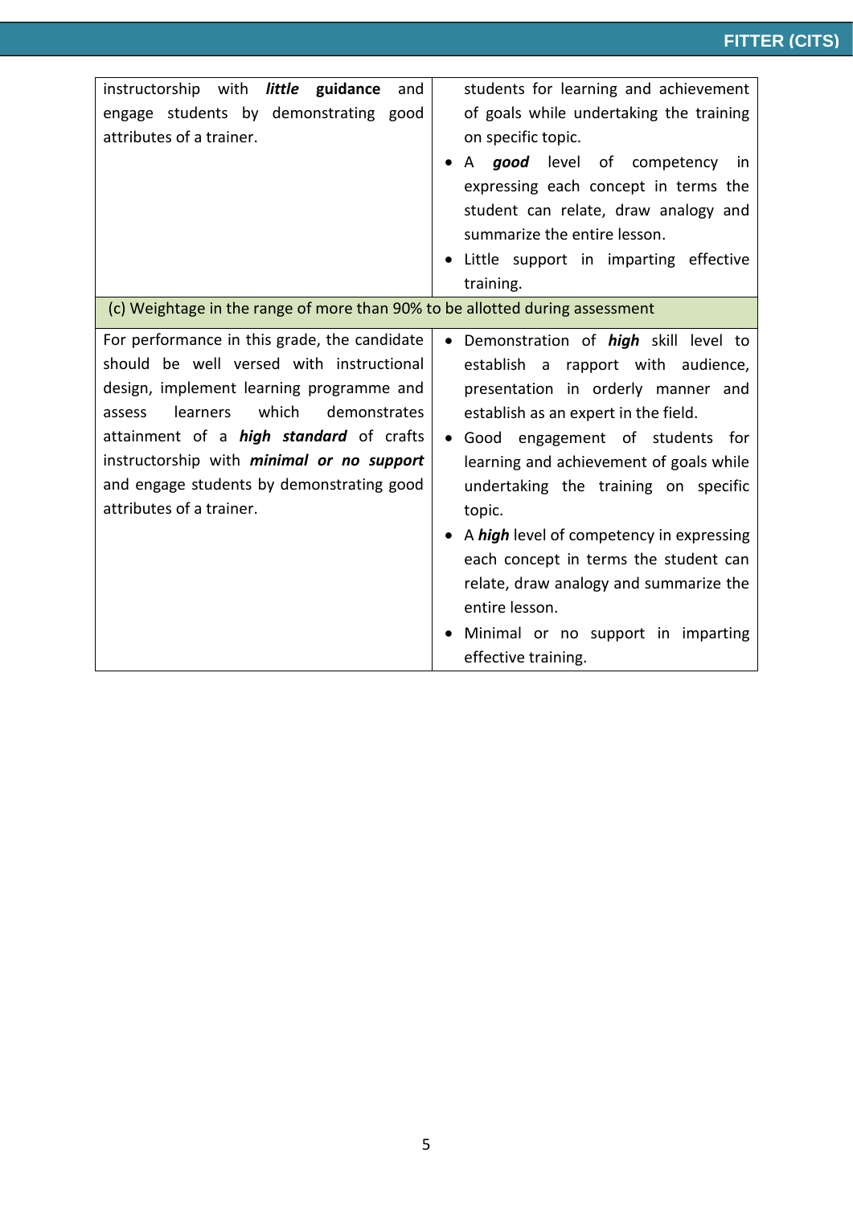| | |
|---|---|
| instructorship with ***little*** **guidance** and engage students by demonstrating good attributes of a trainer. | students for learning and achievement of goals while undertaking the training on specific topic.<br>• A ***good*** level of competency in expressing each concept in terms the student can relate, draw analogy and summarize the entire lesson.<br>• Little support in imparting effective training. |
| (c) Weightage in the range of more than 90% to be allotted during assessment | |
| For performance in this grade, the candidate should be well versed with instructional design, implement learning programme and assess learners which demonstrates attainment of a ***high standard*** of crafts instructorship with ***minimal or no support*** and engage students by demonstrating good attributes of a trainer. | • Demonstration of ***high*** skill level to establish a rapport with audience, presentation in orderly manner and establish as an expert in the field.<br>• Good engagement of students for learning and achievement of goals while undertaking the training on specific topic.<br>• A ***high*** level of competency in expressing each concept in terms the student can relate, draw analogy and summarize the entire lesson.<br>• Minimal or no support in imparting effective training. |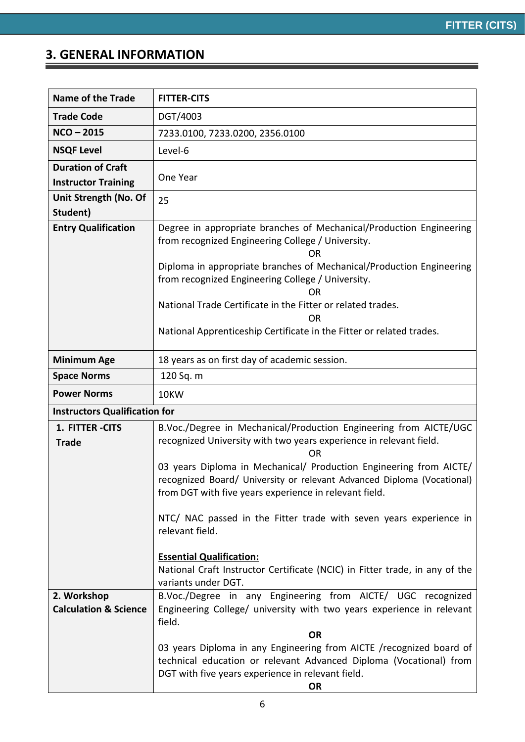## 3. GENERAL INFORMATION

| Name of the Trade | FITTER-CITS |
|---|---|
| Trade Code | DGT/4003 |
| NCO – 2015 | 7233.0100, 7233.0200, 2356.0100 |
| NSQF Level | Level-6 |
| Duration of Craft Instructor Training | One Year |
| Unit Strength (No. Of Student) | 25 |
| Entry Qualification | Degree in appropriate branches of Mechanical/Production Engineering from recognized Engineering College / University.<br>OR<br>Diploma in appropriate branches of Mechanical/Production Engineering from recognized Engineering College / University.<br>OR<br>National Trade Certificate in the Fitter or related trades.<br>OR<br>National Apprenticeship Certificate in the Fitter or related trades. |
| Minimum Age | 18 years as on first day of academic session. |
| Space Norms | 120 Sq. m |
| Power Norms | 10KW |
| **Instructors Qualification for** | |
| 1. FITTER -CITS Trade | B.Voc./Degree in Mechanical/Production Engineering from AICTE/UGC recognized University with two years experience in relevant field.<br>OR<br>03 years Diploma in Mechanical/ Production Engineering from AICTE/ recognized Board/ University or relevant Advanced Diploma (Vocational) from DGT with five years experience in relevant field.<br><br>NTC/ NAC passed in the Fitter trade with seven years experience in relevant field.<br><br>**Essential Qualification:**<br>National Craft Instructor Certificate (NCIC) in Fitter trade, in any of the variants under DGT. |
| 2. Workshop Calculation & Science | B.Voc./Degree in any Engineering from AICTE/ UGC recognized Engineering College/ university with two years experience in relevant field.<br>**OR**<br>03 years Diploma in any Engineering from AICTE /recognized board of technical education or relevant Advanced Diploma (Vocational) from DGT with five years experience in relevant field.<br>**OR** |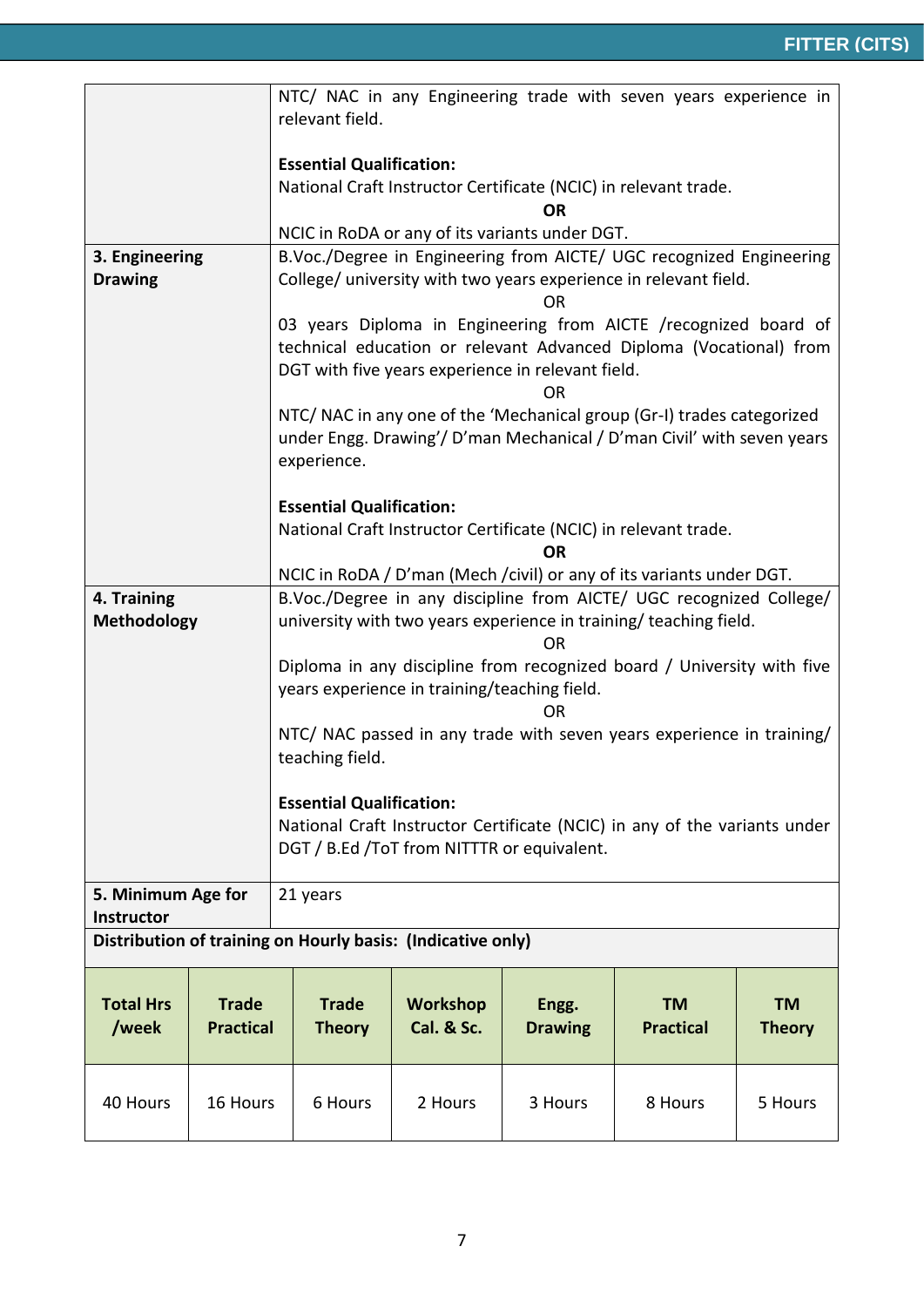| | |
|---|---|
| | NTC/ NAC in any Engineering trade with seven years experience in relevant field.<br><br>**Essential Qualification:**<br>National Craft Instructor Certificate (NCIC) in relevant trade.<br>**OR**<br>NCIC in RoDA or any of its variants under DGT. |
| **3. Engineering Drawing** | B.Voc./Degree in Engineering from AICTE/ UGC recognized Engineering College/ university with two years experience in relevant field.<br>OR<br>03 years Diploma in Engineering from AICTE /recognized board of technical education or relevant Advanced Diploma (Vocational) from DGT with five years experience in relevant field.<br>OR<br>NTC/ NAC in any one of the 'Mechanical group (Gr-I) trades categorized under Engg. Drawing'/ D'man Mechanical / D'man Civil' with seven years experience.<br><br>**Essential Qualification:**<br>National Craft Instructor Certificate (NCIC) in relevant trade.<br>**OR**<br>NCIC in RoDA / D'man (Mech /civil) or any of its variants under DGT. |
| **4. Training Methodology** | B.Voc./Degree in any discipline from AICTE/ UGC recognized College/ university with two years experience in training/ teaching field.<br>OR<br>Diploma in any discipline from recognized board / University with five years experience in training/teaching field.<br>OR<br>NTC/ NAC passed in any trade with seven years experience in training/ teaching field.<br><br>**Essential Qualification:**<br>National Craft Instructor Certificate (NCIC) in any of the variants under DGT / B.Ed /ToT from NITTTR or equivalent. |
| **5. Minimum Age for Instructor** | 21 years |

**Distribution of training on Hourly basis: (Indicative only)**

| Total Hrs /week | Trade Practical | Trade Theory | Workshop Cal. & Sc. | Engg. Drawing | TM Practical | TM Theory |
|---|---|---|---|---|---|---|
| 40 Hours | 16 Hours | 6 Hours | 2 Hours | 3 Hours | 8 Hours | 5 Hours |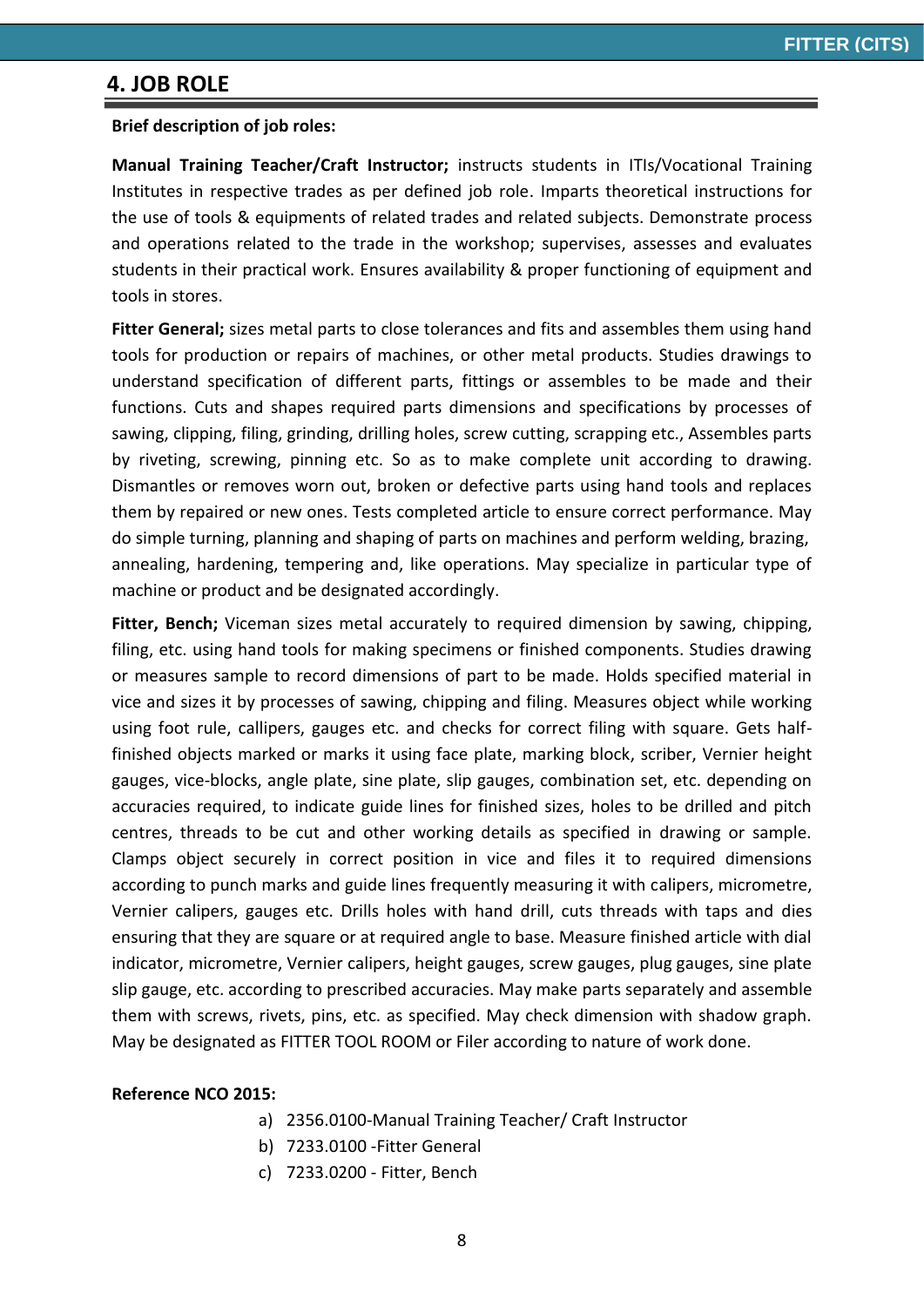## 4. JOB ROLE

**Brief description of job roles:**

**Manual Training Teacher/Craft Instructor;** instructs students in ITIs/Vocational Training Institutes in respective trades as per defined job role. Imparts theoretical instructions for the use of tools & equipments of related trades and related subjects. Demonstrate process and operations related to the trade in the workshop; supervises, assesses and evaluates students in their practical work. Ensures availability & proper functioning of equipment and tools in stores.

**Fitter General;** sizes metal parts to close tolerances and fits and assembles them using hand tools for production or repairs of machines, or other metal products. Studies drawings to understand specification of different parts, fittings or assembles to be made and their functions. Cuts and shapes required parts dimensions and specifications by processes of sawing, clipping, filing, grinding, drilling holes, screw cutting, scrapping etc., Assembles parts by riveting, screwing, pinning etc. So as to make complete unit according to drawing. Dismantles or removes worn out, broken or defective parts using hand tools and replaces them by repaired or new ones. Tests completed article to ensure correct performance. May do simple turning, planning and shaping of parts on machines and perform welding, brazing, annealing, hardening, tempering and, like operations. May specialize in particular type of machine or product and be designated accordingly.

**Fitter, Bench;** Viceman sizes metal accurately to required dimension by sawing, chipping, filing, etc. using hand tools for making specimens or finished components. Studies drawing or measures sample to record dimensions of part to be made. Holds specified material in vice and sizes it by processes of sawing, chipping and filing. Measures object while working using foot rule, callipers, gauges etc. and checks for correct filing with square. Gets half-finished objects marked or marks it using face plate, marking block, scriber, Vernier height gauges, vice-blocks, angle plate, sine plate, slip gauges, combination set, etc. depending on accuracies required, to indicate guide lines for finished sizes, holes to be drilled and pitch centres, threads to be cut and other working details as specified in drawing or sample. Clamps object securely in correct position in vice and files it to required dimensions according to punch marks and guide lines frequently measuring it with calipers, micrometre, Vernier calipers, gauges etc. Drills holes with hand drill, cuts threads with taps and dies ensuring that they are square or at required angle to base. Measure finished article with dial indicator, micrometre, Vernier calipers, height gauges, screw gauges, plug gauges, sine plate slip gauge, etc. according to prescribed accuracies. May make parts separately and assemble them with screws, rivets, pins, etc. as specified. May check dimension with shadow graph. May be designated as FITTER TOOL ROOM or Filer according to nature of work done.

**Reference NCO 2015:**

a) 2356.0100-Manual Training Teacher/ Craft Instructor
b) 7233.0100 -Fitter General
c) 7233.0200 - Fitter, Bench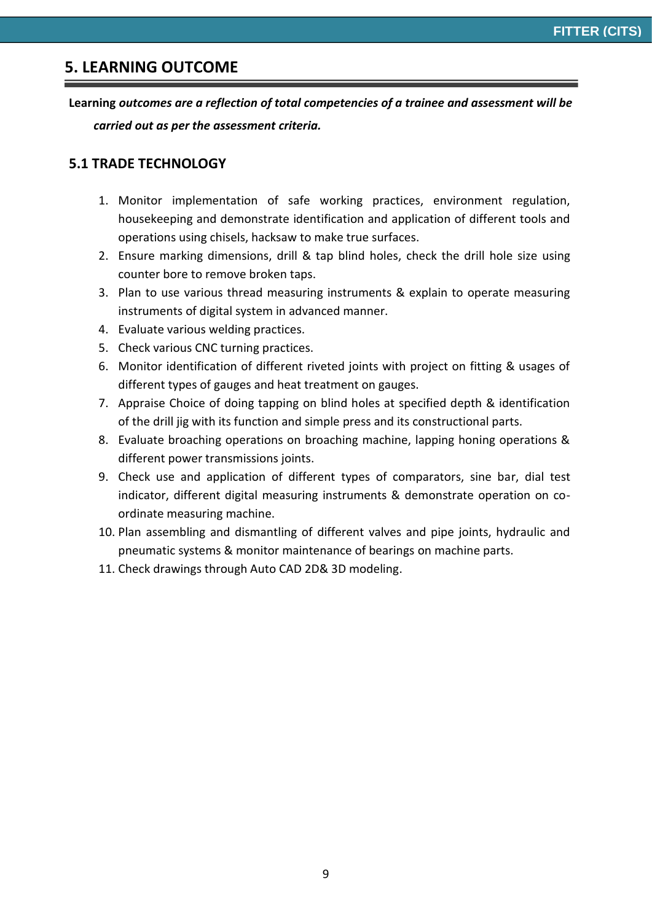## 5. LEARNING OUTCOME

**Learning *outcomes are a reflection of total competencies of a trainee and assessment will be carried out as per the assessment criteria.***

### 5.1 TRADE TECHNOLOGY

1. Monitor implementation of safe working practices, environment regulation, housekeeping and demonstrate identification and application of different tools and operations using chisels, hacksaw to make true surfaces.
2. Ensure marking dimensions, drill & tap blind holes, check the drill hole size using counter bore to remove broken taps.
3. Plan to use various thread measuring instruments & explain to operate measuring instruments of digital system in advanced manner.
4. Evaluate various welding practices.
5. Check various CNC turning practices.
6. Monitor identification of different riveted joints with project on fitting & usages of different types of gauges and heat treatment on gauges.
7. Appraise Choice of doing tapping on blind holes at specified depth & identification of the drill jig with its function and simple press and its constructional parts.
8. Evaluate broaching operations on broaching machine, lapping honing operations & different power transmissions joints.
9. Check use and application of different types of comparators, sine bar, dial test indicator, different digital measuring instruments & demonstrate operation on co-ordinate measuring machine.
10. Plan assembling and dismantling of different valves and pipe joints, hydraulic and pneumatic systems & monitor maintenance of bearings on machine parts.
11. Check drawings through Auto CAD 2D& 3D modeling.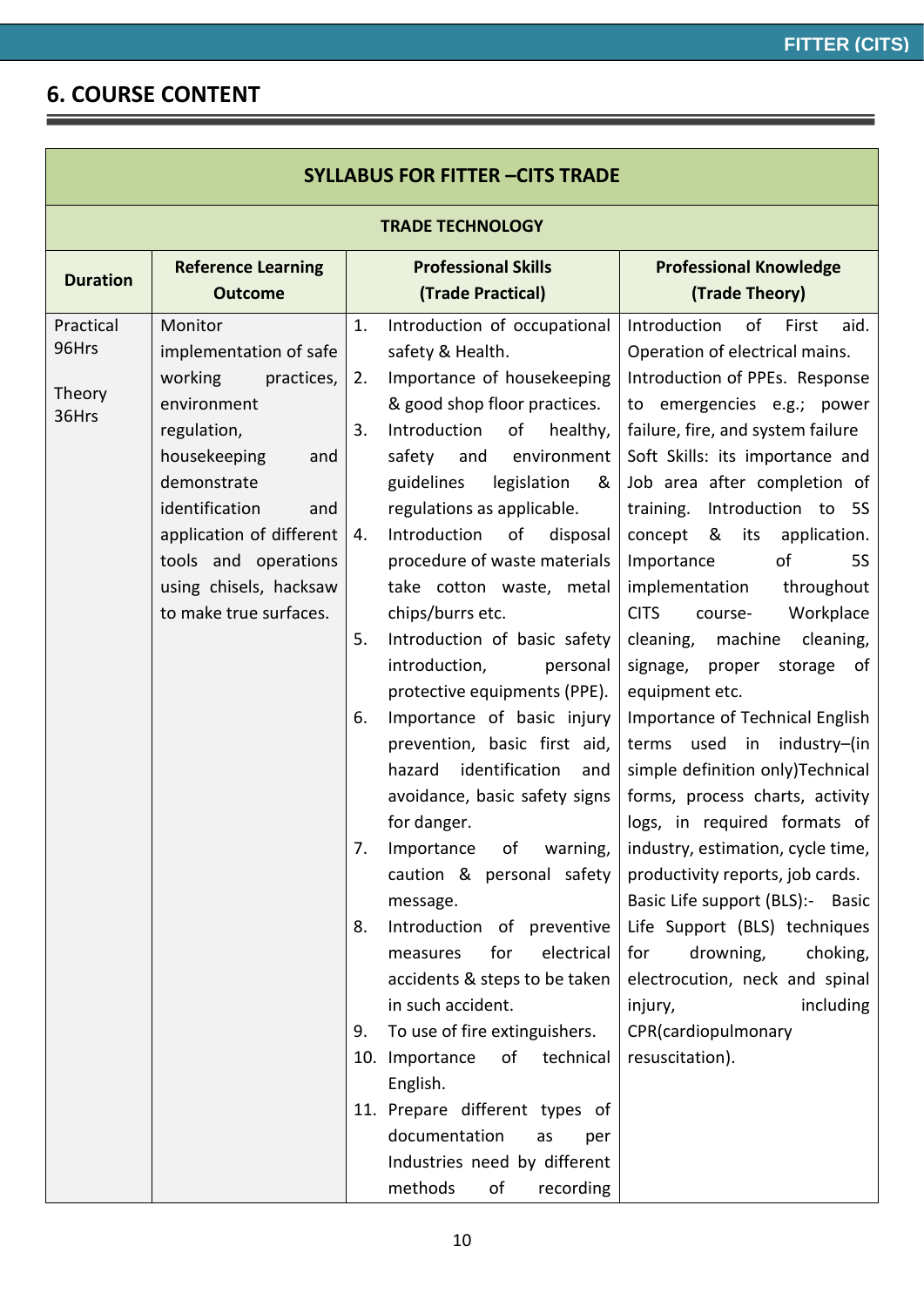## 6. COURSE CONTENT

| SYLLABUS FOR FITTER –CITS TRADE | | | |
|---|---|---|---|
| **TRADE TECHNOLOGY** | | | |
| **Duration** | **Reference Learning Outcome** | **Professional Skills (Trade Practical)** | **Professional Knowledge (Trade Theory)** |
| Practical 96Hrs<br><br>Theory 36Hrs | Monitor implementation of safe working practices, environment regulation, housekeeping and demonstrate identification and application of different tools and operations using chisels, hacksaw to make true surfaces. | 1. Introduction of occupational safety & Health.<br>2. Importance of housekeeping & good shop floor practices.<br>3. Introduction of healthy, safety and environment guidelines legislation & regulations as applicable.<br>4. Introduction of disposal procedure of waste materials take cotton waste, metal chips/burrs etc.<br>5. Introduction of basic safety introduction, personal protective equipments (PPE).<br>6. Importance of basic injury prevention, basic first aid, hazard identification and avoidance, basic safety signs for danger.<br>7. Importance of warning, caution & personal safety message.<br>8. Introduction of preventive measures for electrical accidents & steps to be taken in such accident.<br>9. To use of fire extinguishers.<br>10. Importance of technical English.<br>11. Prepare different types of documentation as per Industries need by different methods of recording | Introduction of First aid. Operation of electrical mains. Introduction of PPEs. Response to emergencies e.g.; power failure, fire, and system failure Soft Skills: its importance and Job area after completion of training. Introduction to 5S concept & its application. Importance of 5S implementation throughout CITS course- Workplace cleaning, machine cleaning, signage, proper storage of equipment etc.<br>Importance of Technical English terms used in industry–(in simple definition only)Technical forms, process charts, activity logs, in required formats of industry, estimation, cycle time, productivity reports, job cards.<br>Basic Life support (BLS):- Basic Life Support (BLS) techniques for drowning, choking, electrocution, neck and spinal injury, including CPR(cardiopulmonary resuscitation). |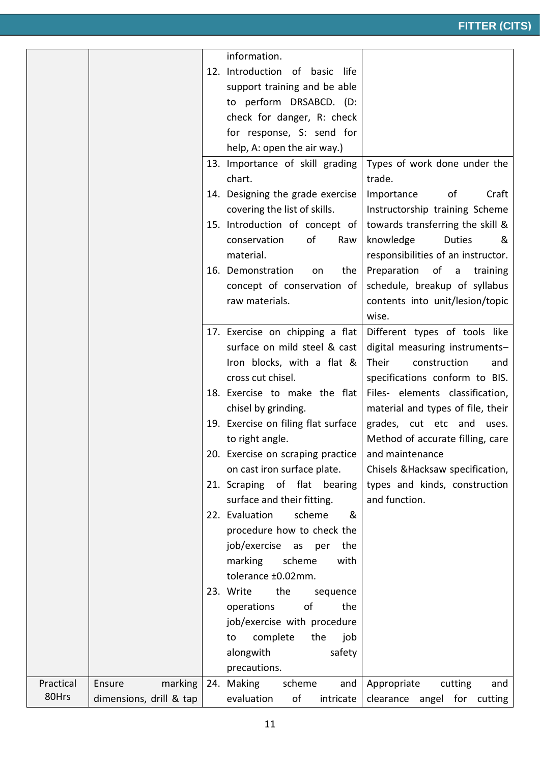| | | | |
|---|---|---|---|
| | | information.<br>12. Introduction of basic life support training and be able to perform DRSABCD. (D: check for danger, R: check for response, S: send for help, A: open the air way.) | |
| | | 13. Importance of skill grading chart.<br>14. Designing the grade exercise covering the list of skills.<br>15. Introduction of concept of conservation of Raw material.<br>16. Demonstration on the concept of conservation of raw materials. | Types of work done under the trade.<br>Importance of Craft Instructorship training Scheme towards transferring the skill & knowledge Duties & responsibilities of an instructor.<br>Preparation of a training schedule, breakup of syllabus contents into unit/lesion/topic wise. |
| | | 17. Exercise on chipping a flat surface on mild steel & cast Iron blocks, with a flat & cross cut chisel.<br>18. Exercise to make the flat chisel by grinding.<br>19. Exercise on filing flat surface to right angle.<br>20. Exercise on scraping practice on cast iron surface plate.<br>21. Scraping of flat bearing surface and their fitting.<br>22. Evaluation scheme & procedure how to check the job/exercise as per the marking scheme with tolerance ±0.02mm.<br>23. Write the sequence operations of the job/exercise with procedure to complete the job alongwith safety precautions. | Different types of tools like digital measuring instruments– Their construction and specifications conform to BIS.<br>Files- elements classification, material and types of file, their grades, cut etc and uses. Method of accurate filling, care and maintenance<br>Chisels &Hacksaw specification, types and kinds, construction and function. |
| Practical 80Hrs | Ensure marking dimensions, drill & tap | 24. Making scheme and evaluation of intricate | Appropriate cutting and clearance angel for cutting |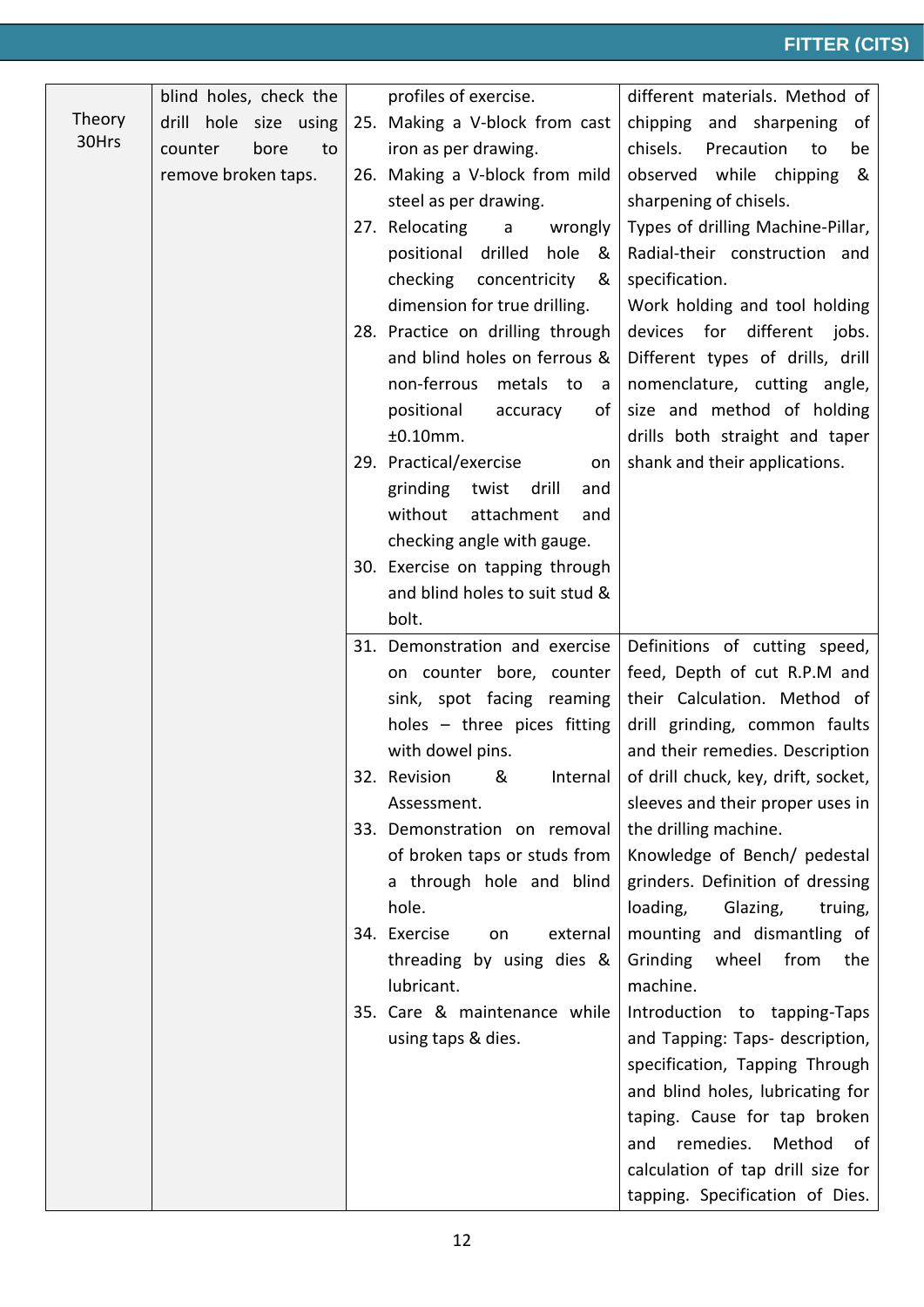| | | | |
|---|---|---|---|
| Theory 30Hrs | blind holes, check the drill hole size using counter bore to remove broken taps. | profiles of exercise.<br>25. Making a V-block from cast iron as per drawing.<br>26. Making a V-block from mild steel as per drawing.<br>27. Relocating a wrongly positional drilled hole & checking concentricity & dimension for true drilling.<br>28. Practice on drilling through and blind holes on ferrous & non-ferrous metals to a positional accuracy of ±0.10mm.<br>29. Practical/exercise on grinding twist drill and without attachment and checking angle with gauge.<br>30. Exercise on tapping through and blind holes to suit stud & bolt. | different materials. Method of chipping and sharpening of chisels. Precaution to be observed while chipping & sharpening of chisels.<br>Types of drilling Machine-Pillar, Radial-their construction and specification.<br>Work holding and tool holding devices for different jobs. Different types of drills, drill nomenclature, cutting angle, size and method of holding drills both straight and taper shank and their applications. |
| | | 31. Demonstration and exercise on counter bore, counter sink, spot facing reaming holes – three pices fitting with dowel pins.<br>32. Revision & Internal Assessment.<br>33. Demonstration on removal of broken taps or studs from a through hole and blind hole.<br>34. Exercise on external threading by using dies & lubricant.<br>35. Care & maintenance while using taps & dies. | Definitions of cutting speed, feed, Depth of cut R.P.M and their Calculation. Method of drill grinding, common faults and their remedies. Description of drill chuck, key, drift, socket, sleeves and their proper uses in the drilling machine.<br>Knowledge of Bench/ pedestal grinders. Definition of dressing loading, Glazing, truing, mounting and dismantling of Grinding wheel from the machine.<br>Introduction to tapping-Taps and Tapping: Taps- description, specification, Tapping Through and blind holes, lubricating for taping. Cause for tap broken and remedies. Method of calculation of tap drill size for tapping. Specification of Dies. |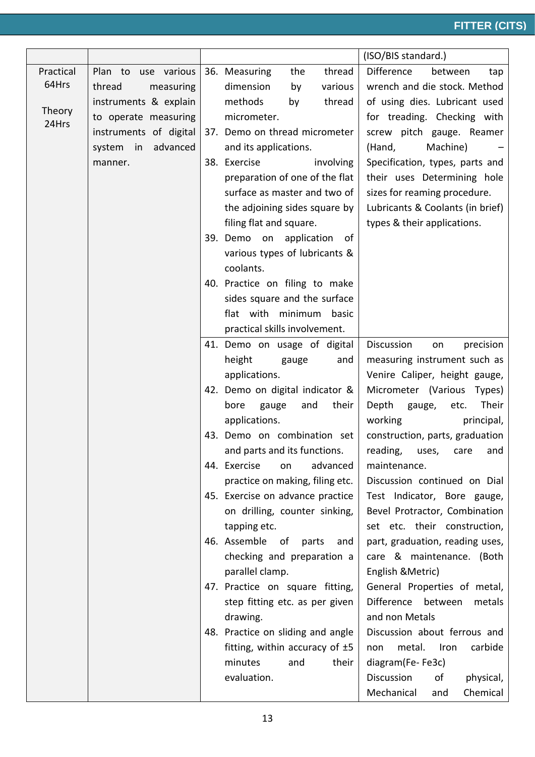| | | | (ISO/BIS standard.) |
|---|---|---|---|
| Practical 64Hrs<br><br>Theory 24Hrs | Plan to use various thread measuring instruments & explain to operate measuring instruments of digital system in advanced manner. | 36. Measuring the thread dimension by various methods by thread micrometer.<br>37. Demo on thread micrometer and its applications.<br>38. Exercise involving preparation of one of the flat surface as master and two of the adjoining sides square by filing flat and square.<br>39. Demo on application of various types of lubricants & coolants.<br>40. Practice on filing to make sides square and the surface flat with minimum basic practical skills involvement. | Difference between tap wrench and die stock. Method of using dies. Lubricant used for treading. Checking with screw pitch gauge. Reamer (Hand, Machine) – Specification, types, parts and their uses Determining hole sizes for reaming procedure.<br>Lubricants & Coolants (in brief) types & their applications. |
| | | 41. Demo on usage of digital height gauge and applications.<br>42. Demo on digital indicator & bore gauge and their applications.<br>43. Demo on combination set and parts and its functions.<br>44. Exercise on advanced practice on making, filing etc.<br>45. Exercise on advance practice on drilling, counter sinking, tapping etc.<br>46. Assemble of parts and checking and preparation a parallel clamp.<br>47. Practice on square fitting, step fitting etc. as per given drawing.<br>48. Practice on sliding and angle fitting, within accuracy of ±5 minutes and their evaluation. | Discussion on precision measuring instrument such as Venire Caliper, height gauge, Micrometer (Various Types) Depth gauge, etc. Their working principal, construction, parts, graduation reading, uses, care and maintenance.<br>Discussion continued on Dial Test Indicator, Bore gauge, Bevel Protractor, Combination set etc. their construction, part, graduation, reading uses, care & maintenance. (Both English &Metric)<br>General Properties of metal, Difference between metals and non Metals<br>Discussion about ferrous and non metal. Iron carbide diagram(Fe- Fe3c)<br>Discussion of physical, Mechanical and Chemical |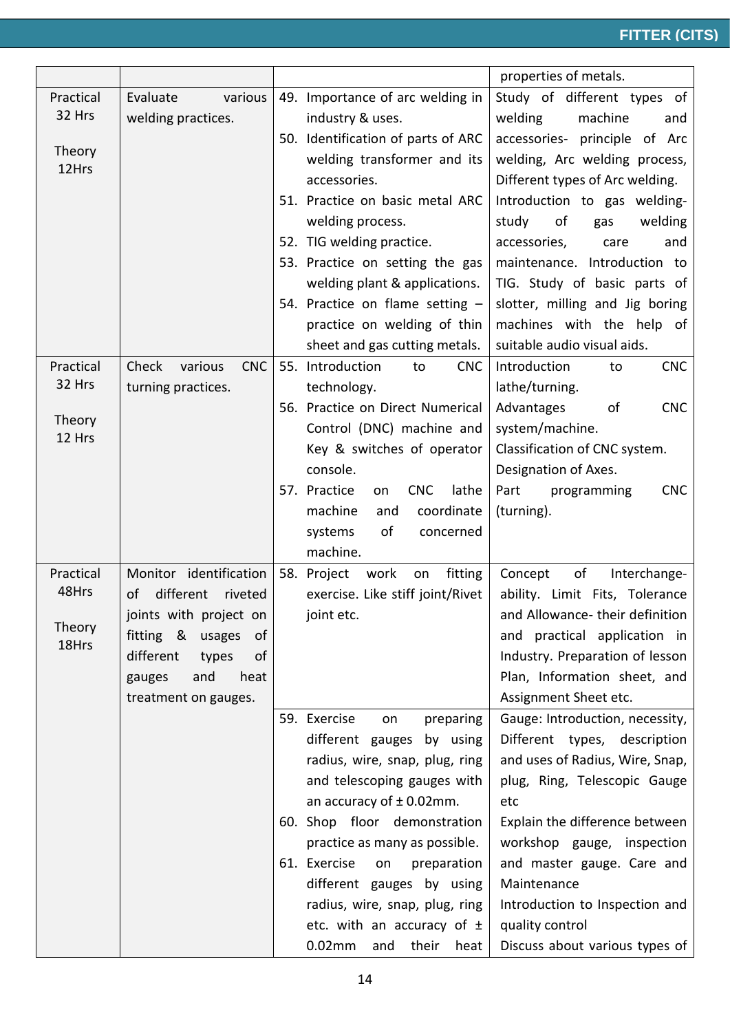| | | | properties of metals. |
|---|---|---|---|
| Practical 32 Hrs<br><br>Theory 12Hrs | Evaluate various welding practices. | 49. Importance of arc welding in industry & uses.<br>50. Identification of parts of ARC welding transformer and its accessories.<br>51. Practice on basic metal ARC welding process.<br>52. TIG welding practice.<br>53. Practice on setting the gas welding plant & applications.<br>54. Practice on flame setting – practice on welding of thin sheet and gas cutting metals. | Study of different types of welding machine and accessories- principle of Arc welding, Arc welding process, Different types of Arc welding. Introduction to gas welding- study of gas welding accessories, care and maintenance. Introduction to TIG. Study of basic parts of slotter, milling and Jig boring machines with the help of suitable audio visual aids. |
| Practical 32 Hrs<br><br>Theory 12 Hrs | Check various CNC turning practices. | 55. Introduction to CNC technology.<br>56. Practice on Direct Numerical Control (DNC) machine and Key & switches of operator console.<br>57. Practice on CNC lathe machine and coordinate systems of concerned machine. | Introduction to CNC lathe/turning.<br>Advantages of CNC system/machine.<br>Classification of CNC system.<br>Designation of Axes.<br>Part programming CNC (turning). |
| Practical 48Hrs<br><br>Theory 18Hrs | Monitor identification of different riveted joints with project on fitting & usages of different types of gauges and heat treatment on gauges. | 58. Project work on fitting exercise. Like stiff joint/Rivet joint etc. | Concept of Interchange-ability. Limit Fits, Tolerance and Allowance- their definition and practical application in Industry. Preparation of lesson Plan, Information sheet, and Assignment Sheet etc. |
| | | 59. Exercise on preparing different gauges by using radius, wire, snap, plug, ring and telescoping gauges with an accuracy of ± 0.02mm.<br>60. Shop floor demonstration practice as many as possible.<br>61. Exercise on preparation different gauges by using radius, wire, snap, plug, ring etc. with an accuracy of ± 0.02mm and their heat | Gauge: Introduction, necessity, Different types, description and uses of Radius, Wire, Snap, plug, Ring, Telescopic Gauge etc<br>Explain the difference between workshop gauge, inspection and master gauge. Care and Maintenance<br>Introduction to Inspection and quality control<br>Discuss about various types of |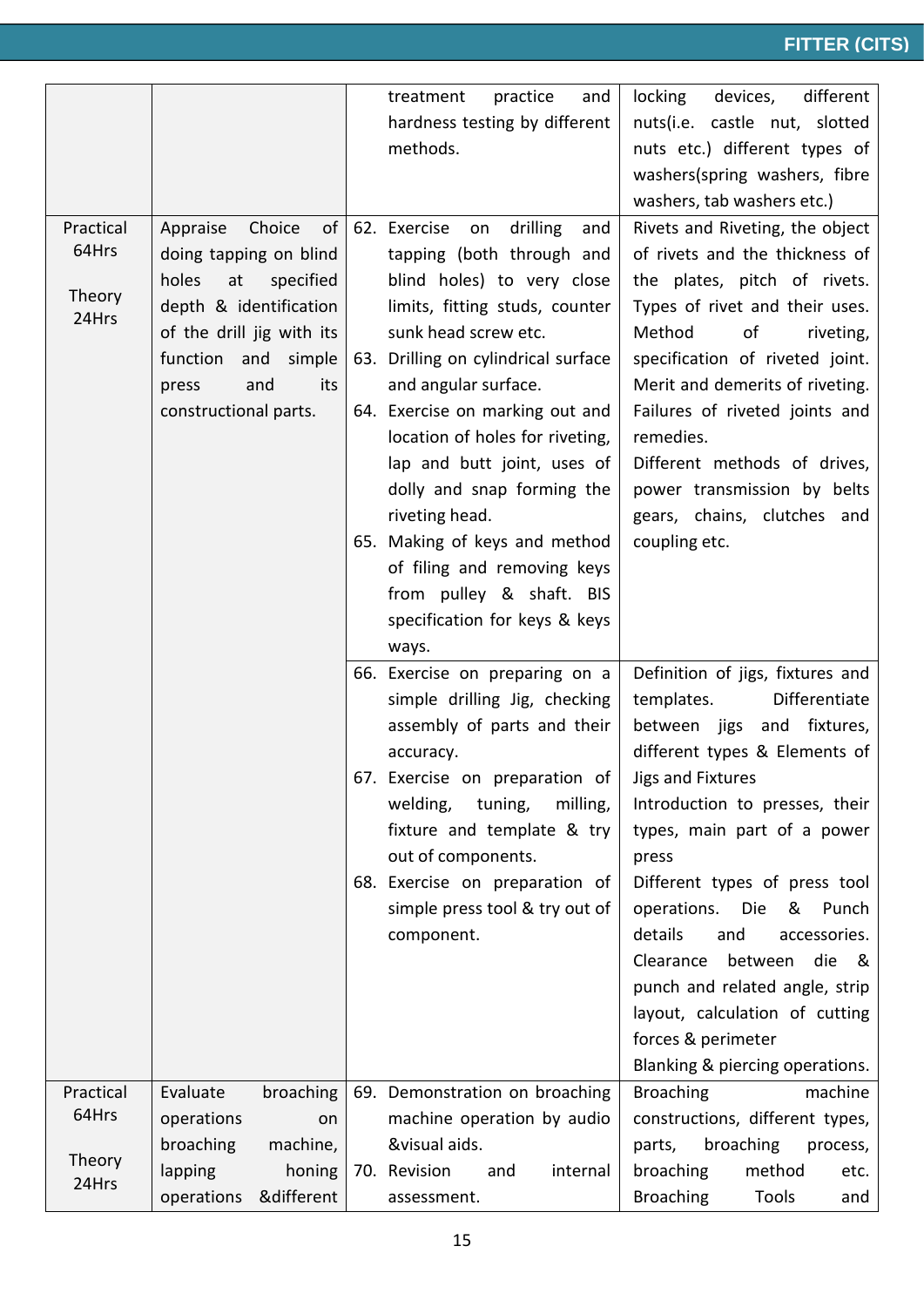| | | | |
|---|---|---|---|
| | | treatment practice and hardness testing by different methods. | locking devices, different nuts(i.e. castle nut, slotted nuts etc.) different types of washers(spring washers, fibre washers, tab washers etc.) |
| Practical 64Hrs<br><br>Theory 24Hrs | Appraise Choice of doing tapping on blind holes at specified depth & identification of the drill jig with its function and simple press and its constructional parts. | 62. Exercise on drilling and tapping (both through and blind holes) to very close limits, fitting studs, counter sunk head screw etc.<br>63. Drilling on cylindrical surface and angular surface.<br>64. Exercise on marking out and location of holes for riveting, lap and butt joint, uses of dolly and snap forming the riveting head.<br>65. Making of keys and method of filing and removing keys from pulley & shaft. BIS specification for keys & keys ways. | Rivets and Riveting, the object of rivets and the thickness of the plates, pitch of rivets. Types of rivet and their uses. Method of riveting, specification of riveted joint. Merit and demerits of riveting. Failures of riveted joints and remedies.<br>Different methods of drives, power transmission by belts gears, chains, clutches and coupling etc. |
| | | 66. Exercise on preparing on a simple drilling Jig, checking assembly of parts and their accuracy.<br>67. Exercise on preparation of welding, tuning, milling, fixture and template & try out of components.<br>68. Exercise on preparation of simple press tool & try out of component. | Definition of jigs, fixtures and templates. Differentiate between jigs and fixtures, different types & Elements of Jigs and Fixtures<br>Introduction to presses, their types, main part of a power press<br>Different types of press tool operations. Die & Punch details and accessories. Clearance between die & punch and related angle, strip layout, calculation of cutting forces & perimeter<br>Blanking & piercing operations. |
| Practical 64Hrs<br><br>Theory 24Hrs | Evaluate broaching operations on broaching machine, lapping honing operations &different | 69. Demonstration on broaching machine operation by audio &visual aids.<br>70. Revision and internal assessment. | Broaching machine constructions, different types, parts, broaching process, broaching method etc. Broaching Tools and |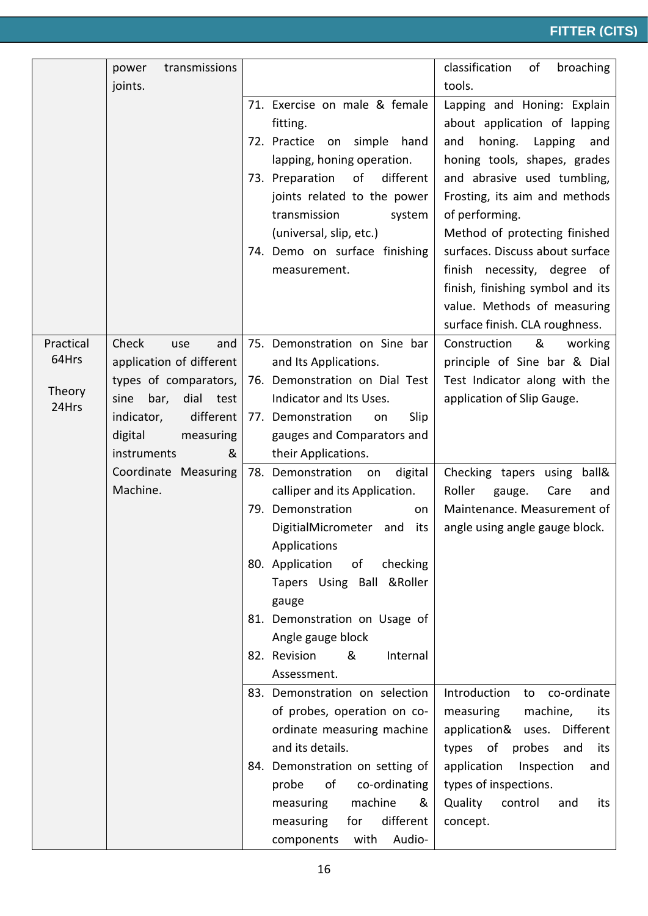| | | | |
|---|---|---|---|
| | power transmissions joints. | | classification of broaching tools. |
| | | 71. Exercise on male & female fitting.<br>72. Practice on simple hand lapping, honing operation.<br>73. Preparation of different joints related to the power transmission system (universal, slip, etc.)<br>74. Demo on surface finishing measurement. | Lapping and Honing: Explain about application of lapping and honing. Lapping and honing tools, shapes, grades and abrasive used tumbling, Frosting, its aim and methods of performing.<br>Method of protecting finished surfaces. Discuss about surface finish necessity, degree of finish, finishing symbol and its value. Methods of measuring surface finish. CLA roughness. |
| Practical 64Hrs<br><br>Theory 24Hrs | Check use and application of different types of comparators, sine bar, dial test indicator, different digital measuring instruments & Coordinate Measuring Machine. | 75. Demonstration on Sine bar and Its Applications.<br>76. Demonstration on Dial Test Indicator and Its Uses.<br>77. Demonstration on Slip gauges and Comparators and their Applications. | Construction & working principle of Sine bar & Dial Test Indicator along with the application of Slip Gauge. |
| | | 78. Demonstration on digital calliper and its Application.<br>79. Demonstration on DigitialMicrometer and its Applications<br>80. Application of checking Tapers Using Ball &Roller gauge<br>81. Demonstration on Usage of Angle gauge block<br>82. Revision & Internal Assessment. | Checking tapers using ball& Roller gauge. Care and Maintenance. Measurement of angle using angle gauge block. |
| | | 83. Demonstration on selection of probes, operation on co-ordinate measuring machine and its details.<br>84. Demonstration on setting of probe of co-ordinating measuring machine & measuring for different components with Audio- | Introduction to co-ordinate measuring machine, its application& uses. Different types of probes and its application Inspection and types of inspections.<br>Quality control and its concept. |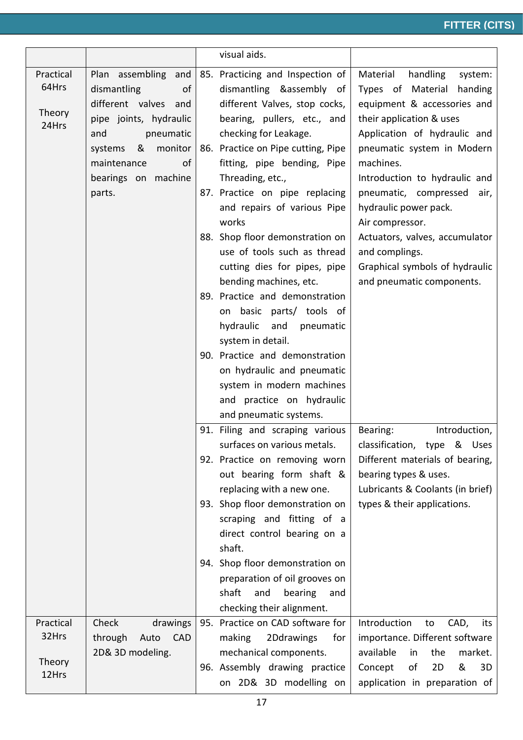| | | | |
|---|---|---|---|
| | | visual aids. | |
| Practical 64Hrs<br><br>Theory 24Hrs | Plan assembling and dismantling of different valves and pipe joints, hydraulic and pneumatic systems & monitor maintenance of bearings on machine parts. | 85. Practicing and Inspection of dismantling &assembly of different Valves, stop cocks, bearing, pullers, etc., and checking for Leakage.<br>86. Practice on Pipe cutting, Pipe fitting, pipe bending, Pipe Threading, etc.,<br>87. Practice on pipe replacing and repairs of various Pipe works<br>88. Shop floor demonstration on use of tools such as thread cutting dies for pipes, pipe bending machines, etc.<br>89. Practice and demonstration on basic parts/ tools of hydraulic and pneumatic system in detail.<br>90. Practice and demonstration on hydraulic and pneumatic system in modern machines and practice on hydraulic and pneumatic systems. | Material handling system: Types of Material handing equipment & accessories and their application & uses<br>Application of hydraulic and pneumatic system in Modern machines.<br>Introduction to hydraulic and pneumatic, compressed air, hydraulic power pack.<br>Air compressor.<br>Actuators, valves, accumulator and complings.<br>Graphical symbols of hydraulic and pneumatic components. |
| | | 91. Filing and scraping various surfaces on various metals.<br>92. Practice on removing worn out bearing form shaft & replacing with a new one.<br>93. Shop floor demonstration on scraping and fitting of a direct control bearing on a shaft.<br>94. Shop floor demonstration on preparation of oil grooves on shaft and bearing and checking their alignment. | Bearing: Introduction, classification, type & Uses Different materials of bearing, bearing types & uses.<br>Lubricants & Coolants (in brief) types & their applications. |
| Practical 32Hrs<br><br>Theory 12Hrs | Check drawings through Auto CAD 2D& 3D modeling. | 95. Practice on CAD software for making 2Ddrawings for mechanical components.<br>96. Assembly drawing practice on 2D& 3D modelling on | Introduction to CAD, its importance. Different software available in the market. Concept of 2D & 3D application in preparation of |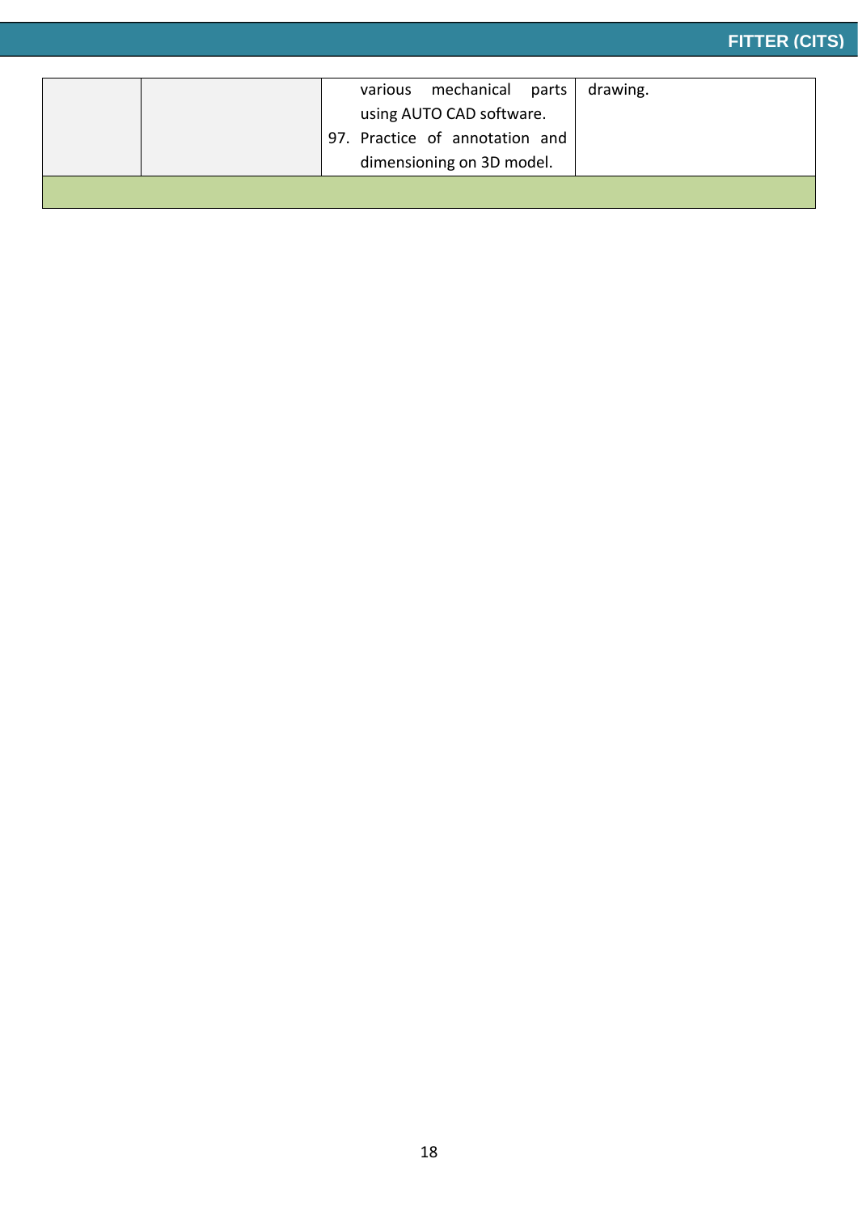| | | various mechanical parts using AUTO CAD software.<br>97. Practice of annotation and dimensioning on 3D model. | drawing. |
|---|---|---|---|
| | | | |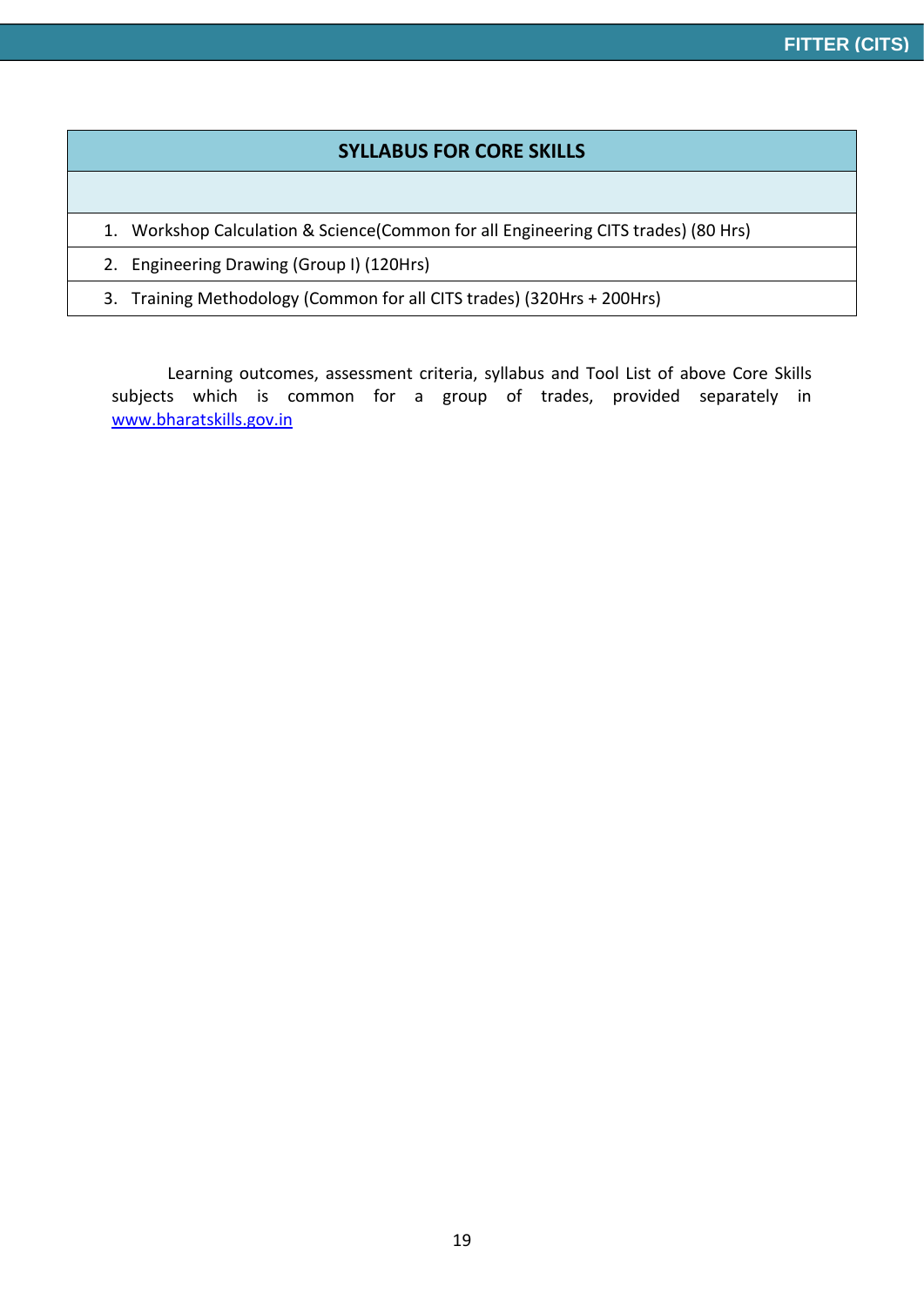| SYLLABUS FOR CORE SKILLS |
|---|
| |
| 1. Workshop Calculation & Science(Common for all Engineering CITS trades) (80 Hrs) |
| 2. Engineering Drawing (Group I) (120Hrs) |
| 3. Training Methodology (Common for all CITS trades) (320Hrs + 200Hrs) |

Learning outcomes, assessment criteria, syllabus and Tool List of above Core Skills subjects which is common for a group of trades, provided separately in www.bharatskills.gov.in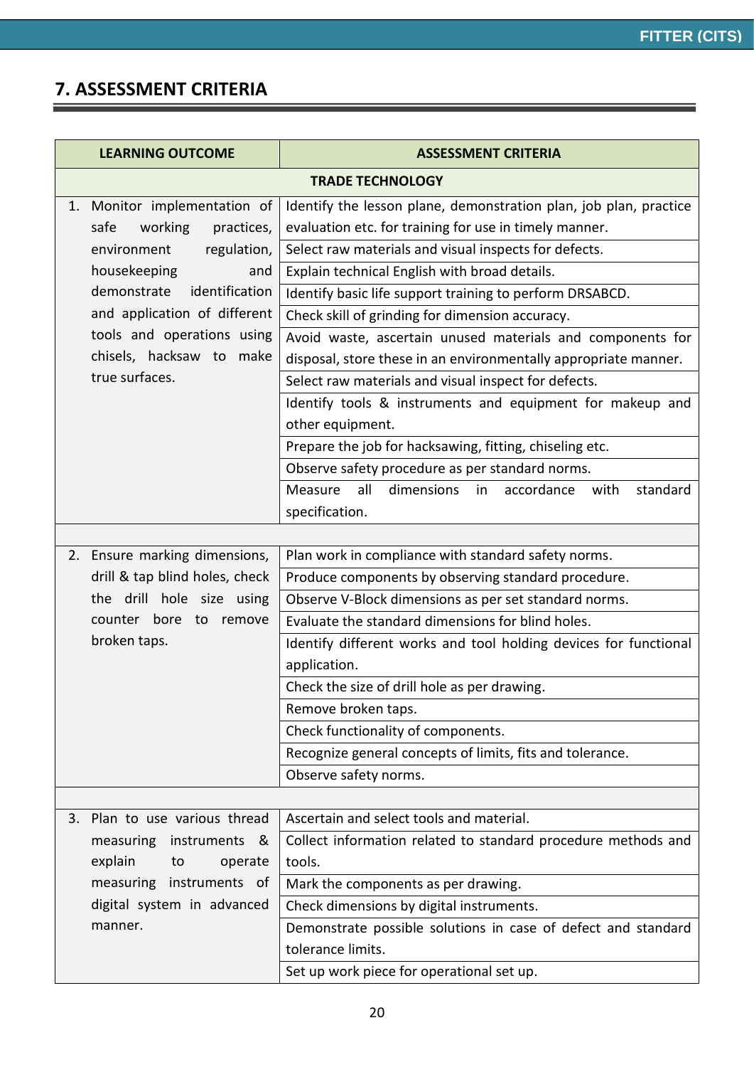## 7. ASSESSMENT CRITERIA

| LEARNING OUTCOME | ASSESSMENT CRITERIA |
|---|---|
| **TRADE TECHNOLOGY** | |
| 1. Monitor implementation of safe working practices, environment regulation, housekeeping and demonstrate identification and application of different tools and operations using chisels, hacksaw to make true surfaces. | Identify the lesson plane, demonstration plan, job plan, practice evaluation etc. for training for use in timely manner. |
| | Select raw materials and visual inspects for defects. |
| | Explain technical English with broad details. |
| | Identify basic life support training to perform DRSABCD. |
| | Check skill of grinding for dimension accuracy. |
| | Avoid waste, ascertain unused materials and components for disposal, store these in an environmentally appropriate manner. |
| | Select raw materials and visual inspect for defects. |
| | Identify tools & instruments and equipment for makeup and other equipment. |
| | Prepare the job for hacksawing, fitting, chiseling etc. |
| | Observe safety procedure as per standard norms. |
| | Measure all dimensions in accordance with standard specification. |
| | |
| 2. Ensure marking dimensions, drill & tap blind holes, check the drill hole size using counter bore to remove broken taps. | Plan work in compliance with standard safety norms. |
| | Produce components by observing standard procedure. |
| | Observe V-Block dimensions as per set standard norms. |
| | Evaluate the standard dimensions for blind holes. |
| | Identify different works and tool holding devices for functional application. |
| | Check the size of drill hole as per drawing. |
| | Remove broken taps. |
| | Check functionality of components. |
| | Recognize general concepts of limits, fits and tolerance. |
| | Observe safety norms. |
| | |
| 3. Plan to use various thread measuring instruments & explain to operate measuring instruments of digital system in advanced manner. | Ascertain and select tools and material. |
| | Collect information related to standard procedure methods and tools. |
| | Mark the components as per drawing. |
| | Check dimensions by digital instruments. |
| | Demonstrate possible solutions in case of defect and standard tolerance limits. |
| | Set up work piece for operational set up. |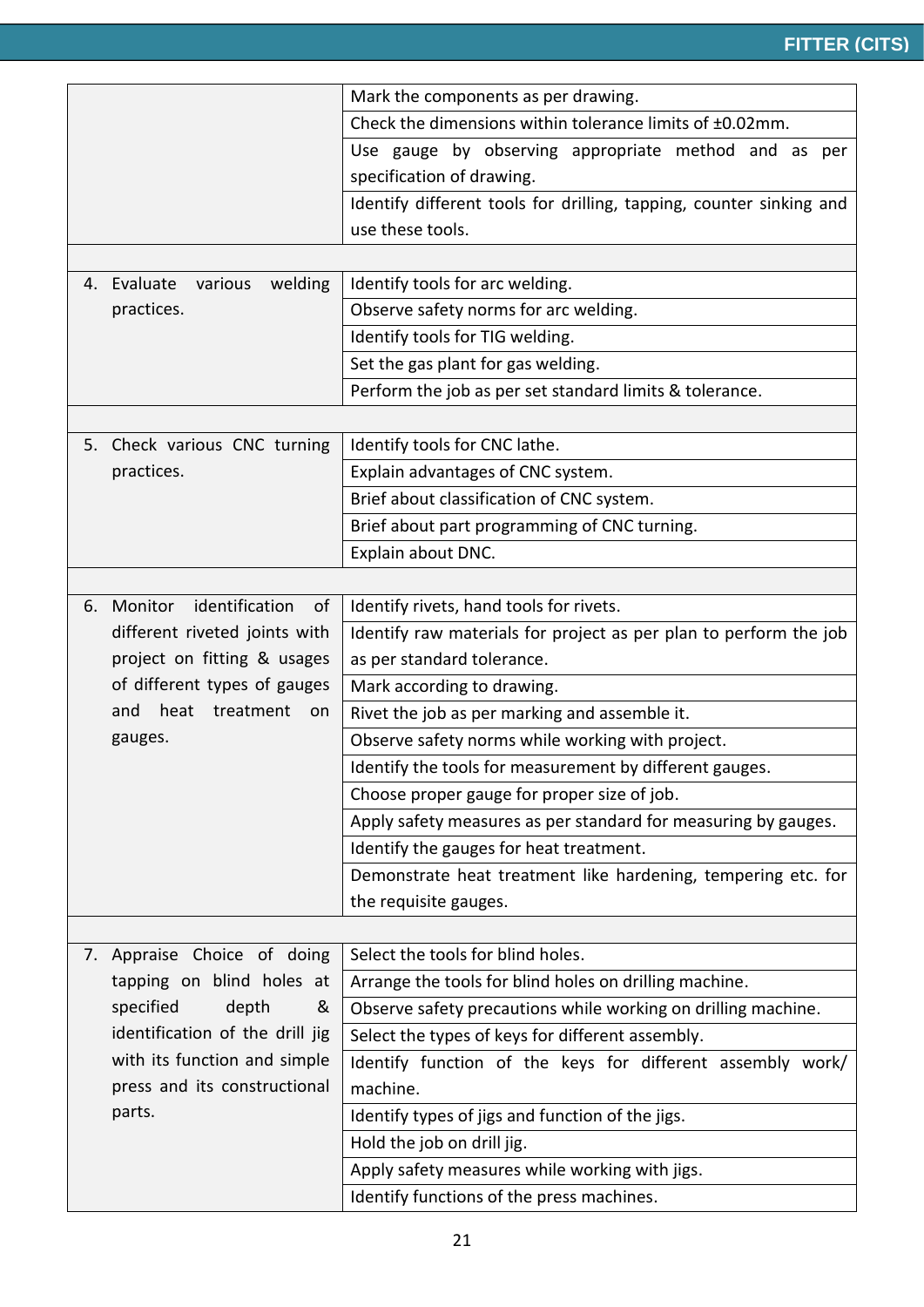| | |
|---|---|
| | Mark the components as per drawing. |
| | Check the dimensions within tolerance limits of ±0.02mm. |
| | Use gauge by observing appropriate method and as per specification of drawing. |
| | Identify different tools for drilling, tapping, counter sinking and use these tools. |
| | |
| 4. Evaluate various welding practices. | Identify tools for arc welding. |
| | Observe safety norms for arc welding. |
| | Identify tools for TIG welding. |
| | Set the gas plant for gas welding. |
| | Perform the job as per set standard limits & tolerance. |
| | |
| 5. Check various CNC turning practices. | Identify tools for CNC lathe. |
| | Explain advantages of CNC system. |
| | Brief about classification of CNC system. |
| | Brief about part programming of CNC turning. |
| | Explain about DNC. |
| | |
| 6. Monitor identification of different riveted joints with project on fitting & usages of different types of gauges and heat treatment on gauges. | Identify rivets, hand tools for rivets. |
| | Identify raw materials for project as per plan to perform the job as per standard tolerance. |
| | Mark according to drawing. |
| | Rivet the job as per marking and assemble it. |
| | Observe safety norms while working with project. |
| | Identify the tools for measurement by different gauges. |
| | Choose proper gauge for proper size of job. |
| | Apply safety measures as per standard for measuring by gauges. |
| | Identify the gauges for heat treatment. |
| | Demonstrate heat treatment like hardening, tempering etc. for the requisite gauges. |
| | |
| 7. Appraise Choice of doing tapping on blind holes at specified depth & identification of the drill jig with its function and simple press and its constructional parts. | Select the tools for blind holes. |
| | Arrange the tools for blind holes on drilling machine. |
| | Observe safety precautions while working on drilling machine. |
| | Select the types of keys for different assembly. |
| | Identify function of the keys for different assembly work/ machine. |
| | Identify types of jigs and function of the jigs. |
| | Hold the job on drill jig. |
| | Apply safety measures while working with jigs. |
| | Identify functions of the press machines. |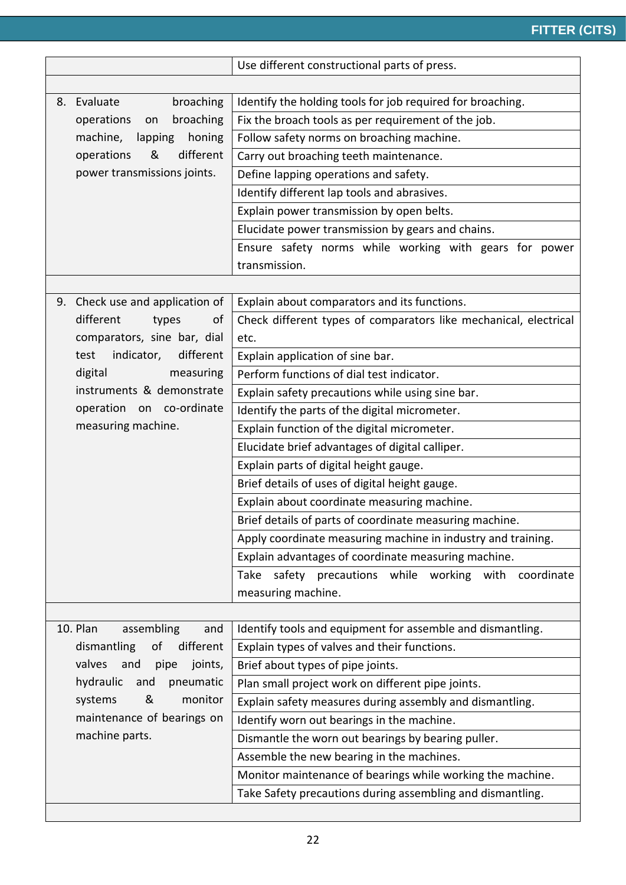| | |
|---|---|
| | Use different constructional parts of press. |
| | |
| 8. Evaluate broaching operations on broaching machine, lapping honing operations & different power transmissions joints. | Identify the holding tools for job required for broaching. |
| | Fix the broach tools as per requirement of the job. |
| | Follow safety norms on broaching machine. |
| | Carry out broaching teeth maintenance. |
| | Define lapping operations and safety. |
| | Identify different lap tools and abrasives. |
| | Explain power transmission by open belts. |
| | Elucidate power transmission by gears and chains. |
| | Ensure safety norms while working with gears for power transmission. |
| | |
| 9. Check use and application of different types of comparators, sine bar, dial test indicator, different digital measuring instruments & demonstrate operation on co-ordinate measuring machine. | Explain about comparators and its functions. |
| | Check different types of comparators like mechanical, electrical etc. |
| | Explain application of sine bar. |
| | Perform functions of dial test indicator. |
| | Explain safety precautions while using sine bar. |
| | Identify the parts of the digital micrometer. |
| | Explain function of the digital micrometer. |
| | Elucidate brief advantages of digital calliper. |
| | Explain parts of digital height gauge. |
| | Brief details of uses of digital height gauge. |
| | Explain about coordinate measuring machine. |
| | Brief details of parts of coordinate measuring machine. |
| | Apply coordinate measuring machine in industry and training. |
| | Explain advantages of coordinate measuring machine. |
| | Take safety precautions while working with coordinate measuring machine. |
| | |
| 10. Plan assembling and dismantling of different valves and pipe joints, hydraulic and pneumatic systems & monitor maintenance of bearings on machine parts. | Identify tools and equipment for assemble and dismantling. |
| | Explain types of valves and their functions. |
| | Brief about types of pipe joints. |
| | Plan small project work on different pipe joints. |
| | Explain safety measures during assembly and dismantling. |
| | Identify worn out bearings in the machine. |
| | Dismantle the worn out bearings by bearing puller. |
| | Assemble the new bearing in the machines. |
| | Monitor maintenance of bearings while working the machine. |
| | Take Safety precautions during assembling and dismantling. |
| | |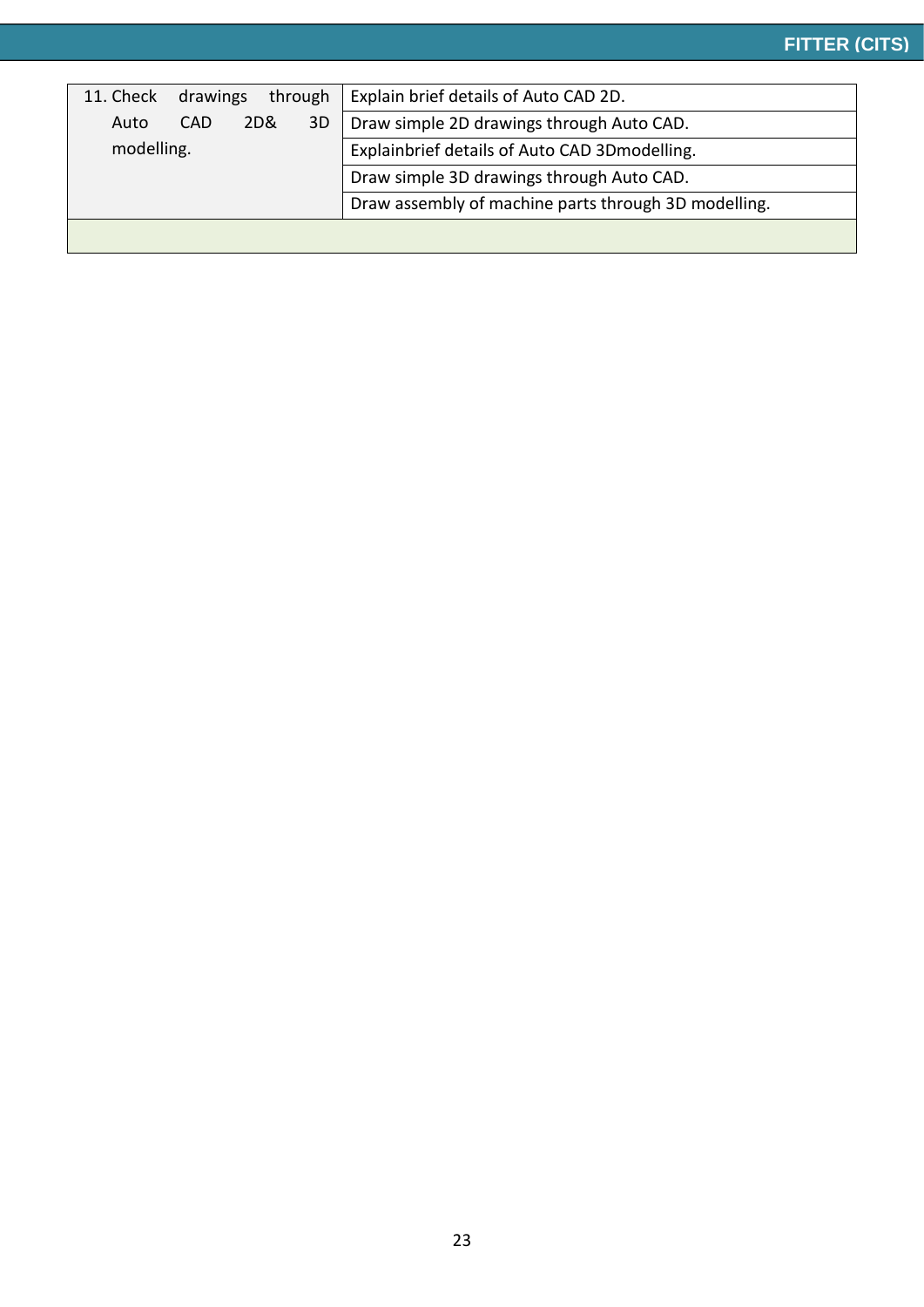| | |
|---|---|
| 11. Check drawings through Auto CAD 2D& 3D modelling. | Explain brief details of Auto CAD 2D. |
| | Draw simple 2D drawings through Auto CAD. |
| | Explainbrief details of Auto CAD 3Dmodelling. |
| | Draw simple 3D drawings through Auto CAD. |
| | Draw assembly of machine parts through 3D modelling. |
| | |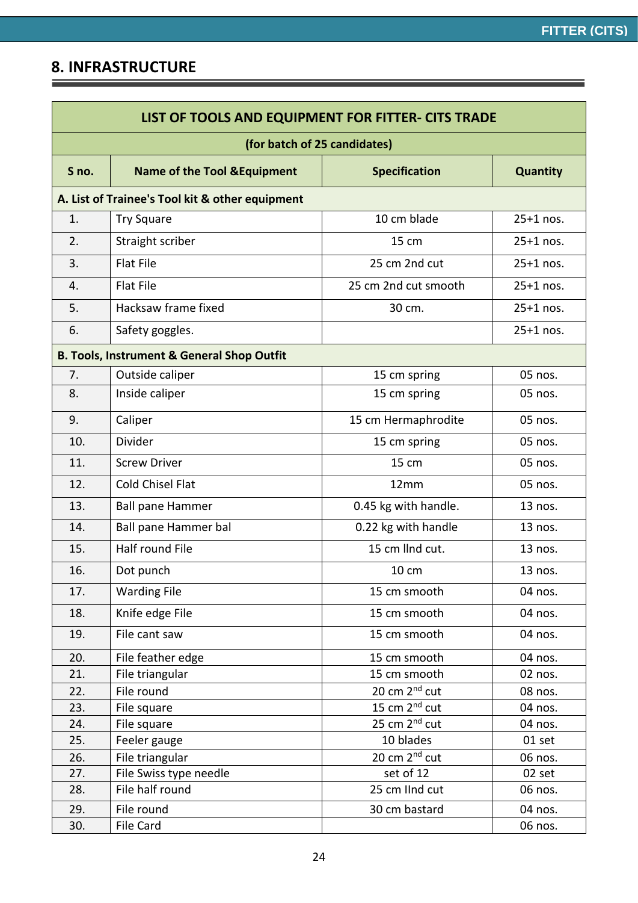## 8. INFRASTRUCTURE

| LIST OF TOOLS AND EQUIPMENT FOR FITTER- CITS TRADE | | | |
|---|---|---|---|
| (for batch of 25 candidates) | | | |
| S no. | Name of the Tool &Equipment | Specification | Quantity |
| **A. List of Trainee's Tool kit & other equipment** | | | |
| 1. | Try Square | 10 cm blade | 25+1 nos. |
| 2. | Straight scriber | 15 cm | 25+1 nos. |
| 3. | Flat File | 25 cm 2nd cut | 25+1 nos. |
| 4. | Flat File | 25 cm 2nd cut smooth | 25+1 nos. |
| 5. | Hacksaw frame fixed | 30 cm. | 25+1 nos. |
| 6. | Safety goggles. | | 25+1 nos. |
| **B. Tools, Instrument & General Shop Outfit** | | | |
| 7. | Outside caliper | 15 cm spring | 05 nos. |
| 8. | Inside caliper | 15 cm spring | 05 nos. |
| 9. | Caliper | 15 cm Hermaphrodite | 05 nos. |
| 10. | Divider | 15 cm spring | 05 nos. |
| 11. | Screw Driver | 15 cm | 05 nos. |
| 12. | Cold Chisel Flat | 12mm | 05 nos. |
| 13. | Ball pane Hammer | 0.45 kg with handle. | 13 nos. |
| 14. | Ball pane Hammer bal | 0.22 kg with handle | 13 nos. |
| 15. | Half round File | 15 cm IInd cut. | 13 nos. |
| 16. | Dot punch | 10 cm | 13 nos. |
| 17. | Warding File | 15 cm smooth | 04 nos. |
| 18. | Knife edge File | 15 cm smooth | 04 nos. |
| 19. | File cant saw | 15 cm smooth | 04 nos. |
| 20. | File feather edge | 15 cm smooth | 04 nos. |
| 21. | File triangular | 15 cm smooth | 02 nos. |
| 22. | File round | 20 cm 2nd cut | 08 nos. |
| 23. | File square | 15 cm 2nd cut | 04 nos. |
| 24. | File square | 25 cm 2nd cut | 04 nos. |
| 25. | Feeler gauge | 10 blades | 01 set |
| 26. | File triangular | 20 cm 2nd cut | 06 nos. |
| 27. | File Swiss type needle | set of 12 | 02 set |
| 28. | File half round | 25 cm IInd cut | 06 nos. |
| 29. | File round | 30 cm bastard | 04 nos. |
| 30. | File Card | | 06 nos. |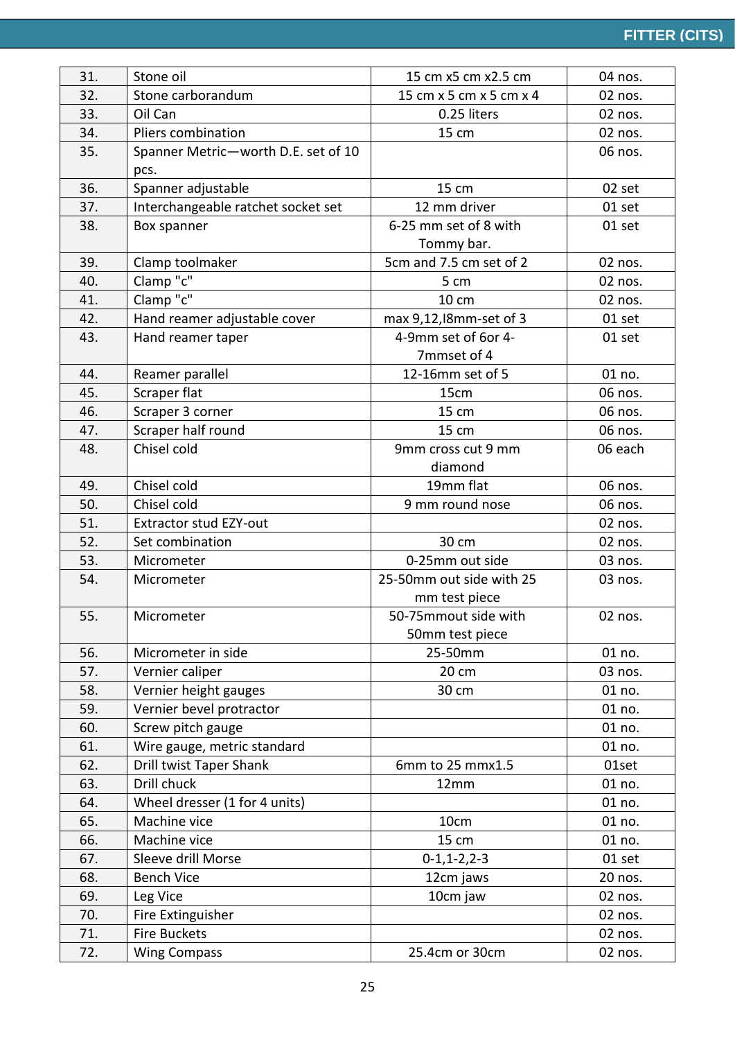| 31. | Stone oil | 15 cm x5 cm x2.5 cm | 04 nos. |
|---|---|---|---|
| 32. | Stone carborandum | 15 cm x 5 cm x 5 cm x 4 | 02 nos. |
| 33. | Oil Can | 0.25 liters | 02 nos. |
| 34. | Pliers combination | 15 cm | 02 nos. |
| 35. | Spanner Metric—worth D.E. set of 10 pcs. | | 06 nos. |
| 36. | Spanner adjustable | 15 cm | 02 set |
| 37. | Interchangeable ratchet socket set | 12 mm driver | 01 set |
| 38. | Box spanner | 6-25 mm set of 8 with Tommy bar. | 01 set |
| 39. | Clamp toolmaker | 5cm and 7.5 cm set of 2 | 02 nos. |
| 40. | Clamp "c" | 5 cm | 02 nos. |
| 41. | Clamp "c" | 10 cm | 02 nos. |
| 42. | Hand reamer adjustable cover | max 9,12,I8mm-set of 3 | 01 set |
| 43. | Hand reamer taper | 4-9mm set of 6or 4-7mmset of 4 | 01 set |
| 44. | Reamer parallel | 12-16mm set of 5 | 01 no. |
| 45. | Scraper flat | 15cm | 06 nos. |
| 46. | Scraper 3 corner | 15 cm | 06 nos. |
| 47. | Scraper half round | 15 cm | 06 nos. |
| 48. | Chisel cold | 9mm cross cut 9 mm diamond | 06 each |
| 49. | Chisel cold | 19mm flat | 06 nos. |
| 50. | Chisel cold | 9 mm round nose | 06 nos. |
| 51. | Extractor stud EZY-out | | 02 nos. |
| 52. | Set combination | 30 cm | 02 nos. |
| 53. | Micrometer | 0-25mm out side | 03 nos. |
| 54. | Micrometer | 25-50mm out side with 25 mm test piece | 03 nos. |
| 55. | Micrometer | 50-75mmout side with 50mm test piece | 02 nos. |
| 56. | Micrometer in side | 25-50mm | 01 no. |
| 57. | Vernier caliper | 20 cm | 03 nos. |
| 58. | Vernier height gauges | 30 cm | 01 no. |
| 59. | Vernier bevel protractor | | 01 no. |
| 60. | Screw pitch gauge | | 01 no. |
| 61. | Wire gauge, metric standard | | 01 no. |
| 62. | Drill twist Taper Shank | 6mm to 25 mmx1.5 | 01set |
| 63. | Drill chuck | 12mm | 01 no. |
| 64. | Wheel dresser (1 for 4 units) | | 01 no. |
| 65. | Machine vice | 10cm | 01 no. |
| 66. | Machine vice | 15 cm | 01 no. |
| 67. | Sleeve drill Morse | 0-1,1-2,2-3 | 01 set |
| 68. | Bench Vice | 12cm jaws | 20 nos. |
| 69. | Leg Vice | 10cm jaw | 02 nos. |
| 70. | Fire Extinguisher | | 02 nos. |
| 71. | Fire Buckets | | 02 nos. |
| 72. | Wing Compass | 25.4cm or 30cm | 02 nos. |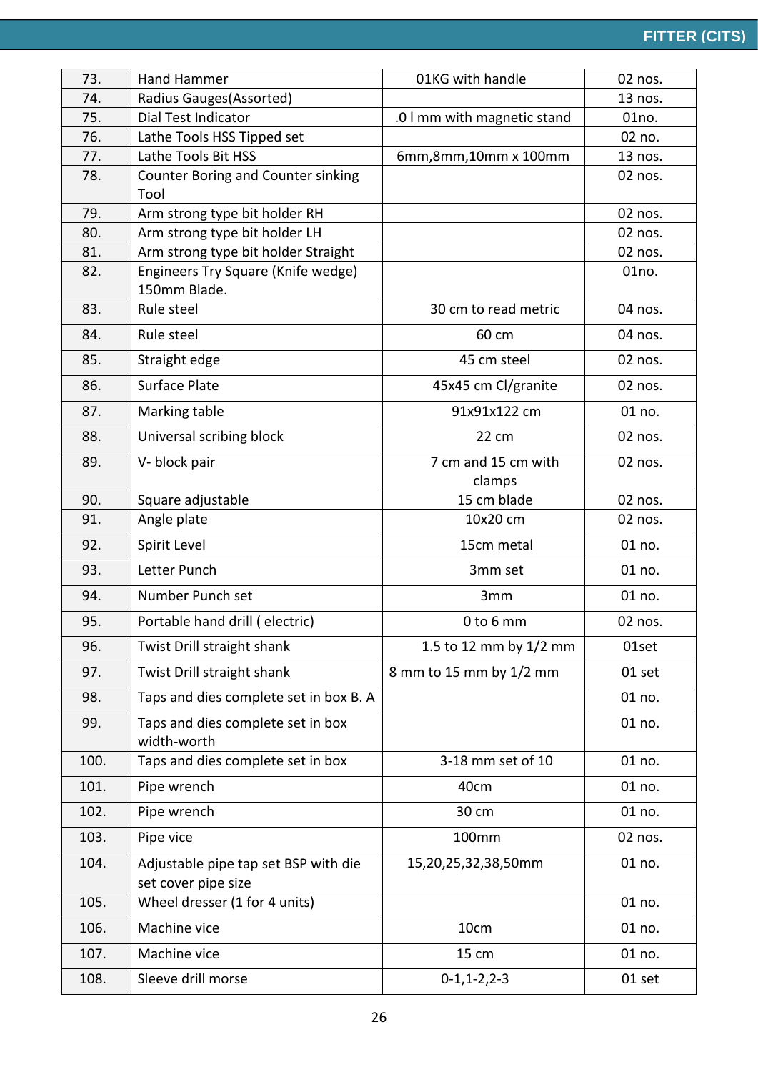| 73. | Hand Hammer | 01KG with handle | 02 nos. |
|---|---|---|---|
| 74. | Radius Gauges(Assorted) | | 13 nos. |
| 75. | Dial Test Indicator | .0 l mm with magnetic stand | 01no. |
| 76. | Lathe Tools HSS Tipped set | | 02 no. |
| 77. | Lathe Tools Bit HSS | 6mm,8mm,10mm x 100mm | 13 nos. |
| 78. | Counter Boring and Counter sinking Tool | | 02 nos. |
| 79. | Arm strong type bit holder RH | | 02 nos. |
| 80. | Arm strong type bit holder LH | | 02 nos. |
| 81. | Arm strong type bit holder Straight | | 02 nos. |
| 82. | Engineers Try Square (Knife wedge) 150mm Blade. | | 01no. |
| 83. | Rule steel | 30 cm to read metric | 04 nos. |
| 84. | Rule steel | 60 cm | 04 nos. |
| 85. | Straight edge | 45 cm steel | 02 nos. |
| 86. | Surface Plate | 45x45 cm Cl/granite | 02 nos. |
| 87. | Marking table | 91x91x122 cm | 01 no. |
| 88. | Universal scribing block | 22 cm | 02 nos. |
| 89. | V- block pair | 7 cm and 15 cm with clamps | 02 nos. |
| 90. | Square adjustable | 15 cm blade | 02 nos. |
| 91. | Angle plate | 10x20 cm | 02 nos. |
| 92. | Spirit Level | 15cm metal | 01 no. |
| 93. | Letter Punch | 3mm set | 01 no. |
| 94. | Number Punch set | 3mm | 01 no. |
| 95. | Portable hand drill ( electric) | 0 to 6 mm | 02 nos. |
| 96. | Twist Drill straight shank | 1.5 to 12 mm by 1/2 mm | 01set |
| 97. | Twist Drill straight shank | 8 mm to 15 mm by 1/2 mm | 01 set |
| 98. | Taps and dies complete set in box B. A | | 01 no. |
| 99. | Taps and dies complete set in box width-worth | | 01 no. |
| 100. | Taps and dies complete set in box | 3-18 mm set of 10 | 01 no. |
| 101. | Pipe wrench | 40cm | 01 no. |
| 102. | Pipe wrench | 30 cm | 01 no. |
| 103. | Pipe vice | 100mm | 02 nos. |
| 104. | Adjustable pipe tap set BSP with die set cover pipe size | 15,20,25,32,38,50mm | 01 no. |
| 105. | Wheel dresser (1 for 4 units) | | 01 no. |
| 106. | Machine vice | 10cm | 01 no. |
| 107. | Machine vice | 15 cm | 01 no. |
| 108. | Sleeve drill morse | 0-1,1-2,2-3 | 01 set |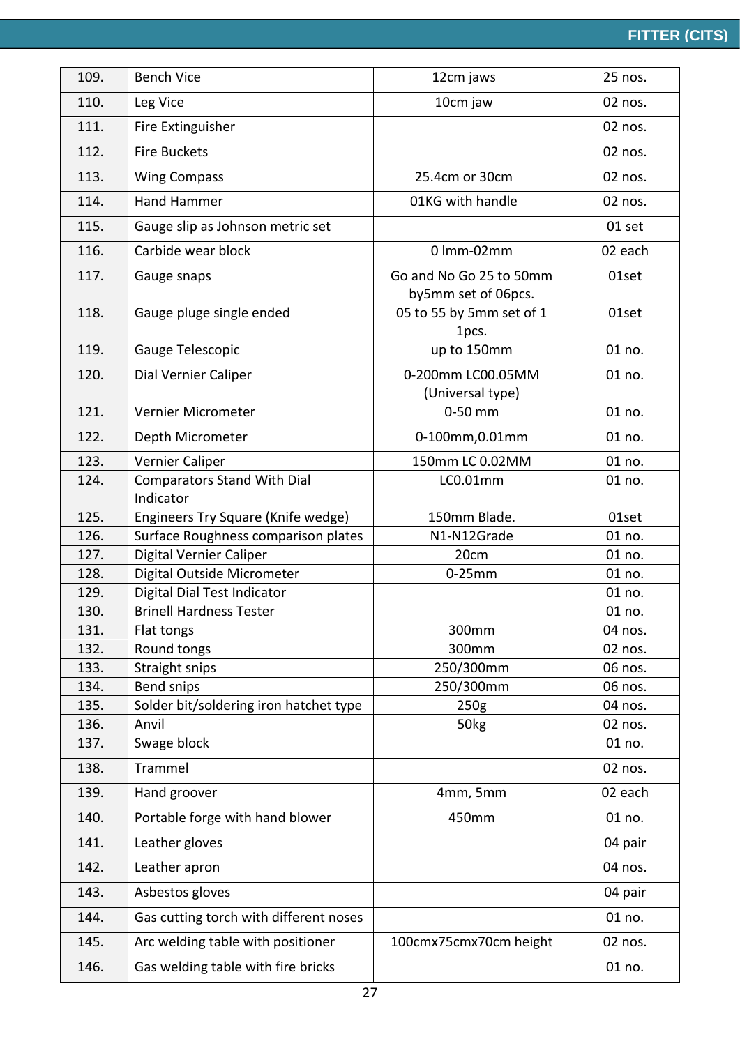| 109. | Bench Vice | 12cm jaws | 25 nos. |
|---|---|---|---|
| 110. | Leg Vice | 10cm jaw | 02 nos. |
| 111. | Fire Extinguisher | | 02 nos. |
| 112. | Fire Buckets | | 02 nos. |
| 113. | Wing Compass | 25.4cm or 30cm | 02 nos. |
| 114. | Hand Hammer | 01KG with handle | 02 nos. |
| 115. | Gauge slip as Johnson metric set | | 01 set |
| 116. | Carbide wear block | 0 lmm-02mm | 02 each |
| 117. | Gauge snaps | Go and No Go 25 to 50mm by5mm set of 06pcs. | 01set |
| 118. | Gauge pluge single ended | 05 to 55 by 5mm set of 1 1pcs. | 01set |
| 119. | Gauge Telescopic | up to 150mm | 01 no. |
| 120. | Dial Vernier Caliper | 0-200mm LC00.05MM (Universal type) | 01 no. |
| 121. | Vernier Micrometer | 0-50 mm | 01 no. |
| 122. | Depth Micrometer | 0-100mm,0.01mm | 01 no. |
| 123. | Vernier Caliper | 150mm LC 0.02MM | 01 no. |
| 124. | Comparators Stand With Dial Indicator | LC0.01mm | 01 no. |
| 125. | Engineers Try Square (Knife wedge) | 150mm Blade. | 01set |
| 126. | Surface Roughness comparison plates | N1-N12Grade | 01 no. |
| 127. | Digital Vernier Caliper | 20cm | 01 no. |
| 128. | Digital Outside Micrometer | 0-25mm | 01 no. |
| 129. | Digital Dial Test Indicator | | 01 no. |
| 130. | Brinell Hardness Tester | | 01 no. |
| 131. | Flat tongs | 300mm | 04 nos. |
| 132. | Round tongs | 300mm | 02 nos. |
| 133. | Straight snips | 250/300mm | 06 nos. |
| 134. | Bend snips | 250/300mm | 06 nos. |
| 135. | Solder bit/soldering iron hatchet type | 250g | 04 nos. |
| 136. | Anvil | 50kg | 02 nos. |
| 137. | Swage block | | 01 no. |
| 138. | Trammel | | 02 nos. |
| 139. | Hand groover | 4mm, 5mm | 02 each |
| 140. | Portable forge with hand blower | 450mm | 01 no. |
| 141. | Leather gloves | | 04 pair |
| 142. | Leather apron | | 04 nos. |
| 143. | Asbestos gloves | | 04 pair |
| 144. | Gas cutting torch with different noses | | 01 no. |
| 145. | Arc welding table with positioner | 100cmx75cmx70cm height | 02 nos. |
| 146. | Gas welding table with fire bricks | | 01 no. |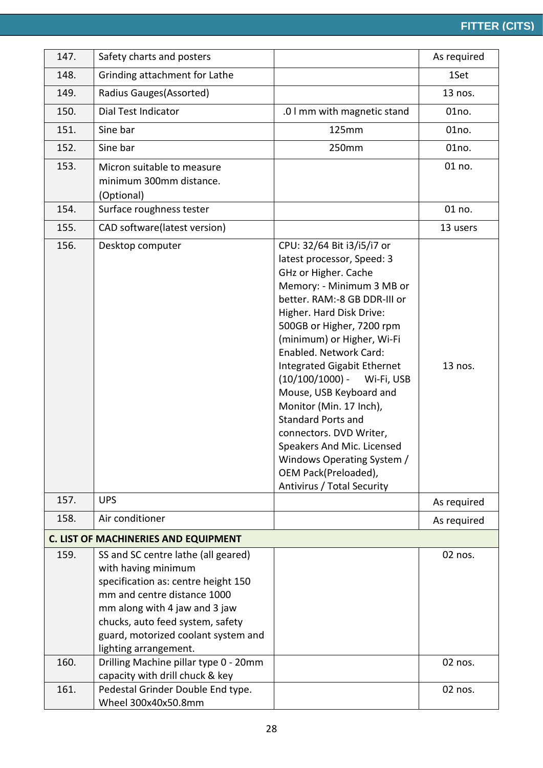| | | | |
|---|---|---|---|
| 147. | Safety charts and posters | | As required |
| 148. | Grinding attachment for Lathe | | 1Set |
| 149. | Radius Gauges(Assorted) | | 13 nos. |
| 150. | Dial Test Indicator | .0 l mm with magnetic stand | 01no. |
| 151. | Sine bar | 125mm | 01no. |
| 152. | Sine bar | 250mm | 01no. |
| 153. | Micron suitable to measure minimum 300mm distance. (Optional) | | 01 no. |
| 154. | Surface roughness tester | | 01 no. |
| 155. | CAD software(latest version) | | 13 users |
| 156. | Desktop computer | CPU: 32/64 Bit i3/i5/i7 or latest processor, Speed: 3 GHz or Higher. Cache Memory: - Minimum 3 MB or better. RAM:-8 GB DDR-III or Higher. Hard Disk Drive: 500GB or Higher, 7200 rpm (minimum) or Higher, Wi-Fi Enabled. Network Card: Integrated Gigabit Ethernet (10/100/1000) - Wi-Fi, USB Mouse, USB Keyboard and Monitor (Min. 17 Inch), Standard Ports and connectors. DVD Writer, Speakers And Mic. Licensed Windows Operating System / OEM Pack(Preloaded), Antivirus / Total Security | 13 nos. |
| 157. | UPS | | As required |
| 158. | Air conditioner | | As required |
| **C. LIST OF MACHINERIES AND EQUIPMENT** | | | |
| 159. | SS and SC centre lathe (all geared) with having minimum specification as: centre height 150 mm and centre distance 1000 mm along with 4 jaw and 3 jaw chucks, auto feed system, safety guard, motorized coolant system and lighting arrangement. | | 02 nos. |
| 160. | Drilling Machine pillar type 0 - 20mm capacity with drill chuck & key | | 02 nos. |
| 161. | Pedestal Grinder Double End type. Wheel 300x40x50.8mm | | 02 nos. |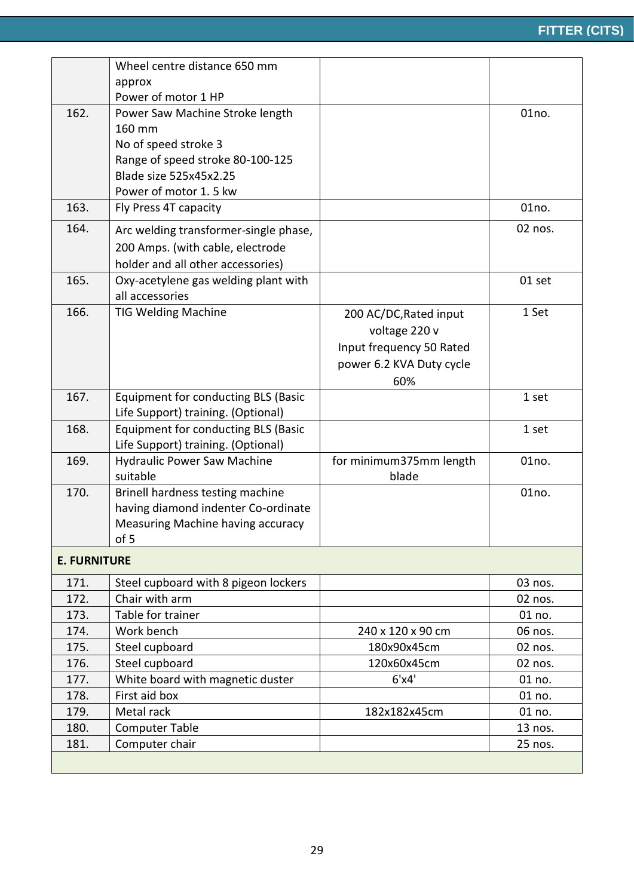| | | | |
|---|---|---|---|
| | Wheel centre distance 650 mm approx<br>Power of motor 1 HP | | |
| 162. | Power Saw Machine Stroke length 160 mm<br>No of speed stroke 3<br>Range of speed stroke 80-100-125<br>Blade size 525x45x2.25<br>Power of motor 1. 5 kw | | 01no. |
| 163. | Fly Press 4T capacity | | 01no. |
| 164. | Arc welding transformer-single phase, 200 Amps. (with cable, electrode holder and all other accessories) | | 02 nos. |
| 165. | Oxy-acetylene gas welding plant with all accessories | | 01 set |
| 166. | TIG Welding Machine | 200 AC/DC,Rated input voltage 220 v<br>Input frequency 50 Rated power 6.2 KVA Duty cycle 60% | 1 Set |
| 167. | Equipment for conducting BLS (Basic Life Support) training. (Optional) | | 1 set |
| 168. | Equipment for conducting BLS (Basic Life Support) training. (Optional) | | 1 set |
| 169. | Hydraulic Power Saw Machine suitable | for minimum375mm length blade | 01no. |
| 170. | Brinell hardness testing machine having diamond indenter Co-ordinate Measuring Machine having accuracy of 5 | | 01no. |
| **E. FURNITURE** | | | |
| 171. | Steel cupboard with 8 pigeon lockers | | 03 nos. |
| 172. | Chair with arm | | 02 nos. |
| 173. | Table for trainer | | 01 no. |
| 174. | Work bench | 240 x 120 x 90 cm | 06 nos. |
| 175. | Steel cupboard | 180x90x45cm | 02 nos. |
| 176. | Steel cupboard | 120x60x45cm | 02 nos. |
| 177. | White board with magnetic duster | 6'x4' | 01 no. |
| 178. | First aid box | | 01 no. |
| 179. | Metal rack | 182x182x45cm | 01 no. |
| 180. | Computer Table | | 13 nos. |
| 181. | Computer chair | | 25 nos. |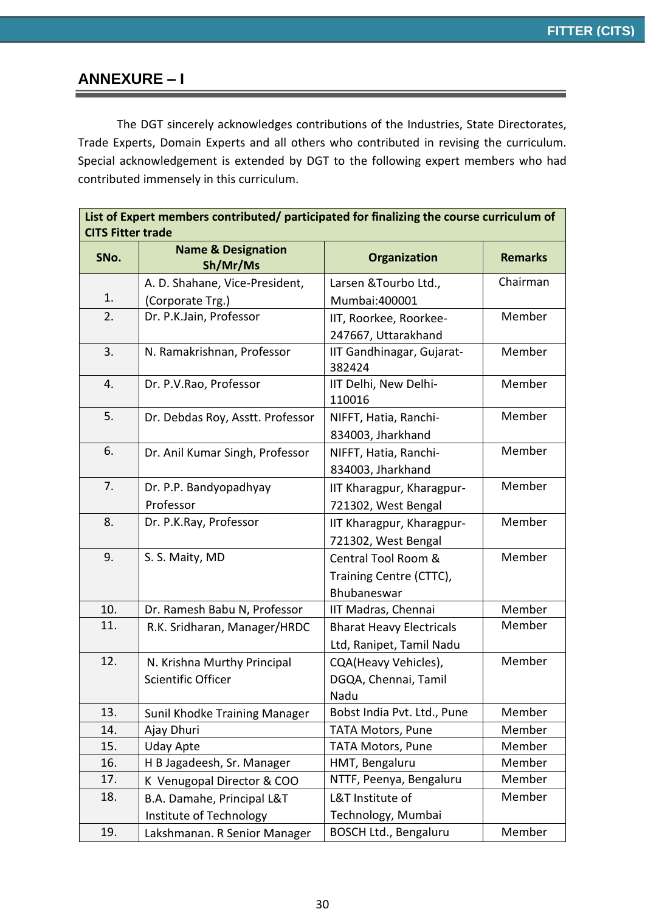## ANNEXURE – I

The DGT sincerely acknowledges contributions of the Industries, State Directorates, Trade Experts, Domain Experts and all others who contributed in revising the curriculum. Special acknowledgement is extended by DGT to the following expert members who had contributed immensely in this curriculum.

| List of Expert members contributed/ participated for finalizing the course curriculum of CITS Fitter trade | | | |
|---|---|---|---|
| **SNo.** | **Name & Designation Sh/Mr/Ms** | **Organization** | **Remarks** |
| 1. | A. D. Shahane, Vice-President, (Corporate Trg.) | Larsen &Tourbo Ltd., Mumbai:400001 | Chairman |
| 2. | Dr. P.K.Jain, Professor | IIT, Roorkee, Roorkee-247667, Uttarakhand | Member |
| 3. | N. Ramakrishnan, Professor | IIT Gandhinagar, Gujarat-382424 | Member |
| 4. | Dr. P.V.Rao, Professor | IIT Delhi, New Delhi-110016 | Member |
| 5. | Dr. Debdas Roy, Asstt. Professor | NIFFT, Hatia, Ranchi-834003, Jharkhand | Member |
| 6. | Dr. Anil Kumar Singh, Professor | NIFFT, Hatia, Ranchi-834003, Jharkhand | Member |
| 7. | Dr. P.P. Bandyopadhyay Professor | IIT Kharagpur, Kharagpur-721302, West Bengal | Member |
| 8. | Dr. P.K.Ray, Professor | IIT Kharagpur, Kharagpur-721302, West Bengal | Member |
| 9. | S. S. Maity, MD | Central Tool Room & Training Centre (CTTC), Bhubaneswar | Member |
| 10. | Dr. Ramesh Babu N, Professor | IIT Madras, Chennai | Member |
| 11. | R.K. Sridharan, Manager/HRDC | Bharat Heavy Electricals Ltd, Ranipet, Tamil Nadu | Member |
| 12. | N. Krishna Murthy Principal Scientific Officer | CQA(Heavy Vehicles), DGQA, Chennai, Tamil Nadu | Member |
| 13. | Sunil Khodke Training Manager | Bobst India Pvt. Ltd., Pune | Member |
| 14. | Ajay Dhuri | TATA Motors, Pune | Member |
| 15. | Uday Apte | TATA Motors, Pune | Member |
| 16. | H B Jagadeesh, Sr. Manager | HMT, Bengaluru | Member |
| 17. | K Venugopal Director & COO | NTTF, Peenya, Bengaluru | Member |
| 18. | B.A. Damahe, Principal L&T Institute of Technology | L&T Institute of Technology, Mumbai | Member |
| 19. | Lakshmanan. R Senior Manager | BOSCH Ltd., Bengaluru | Member |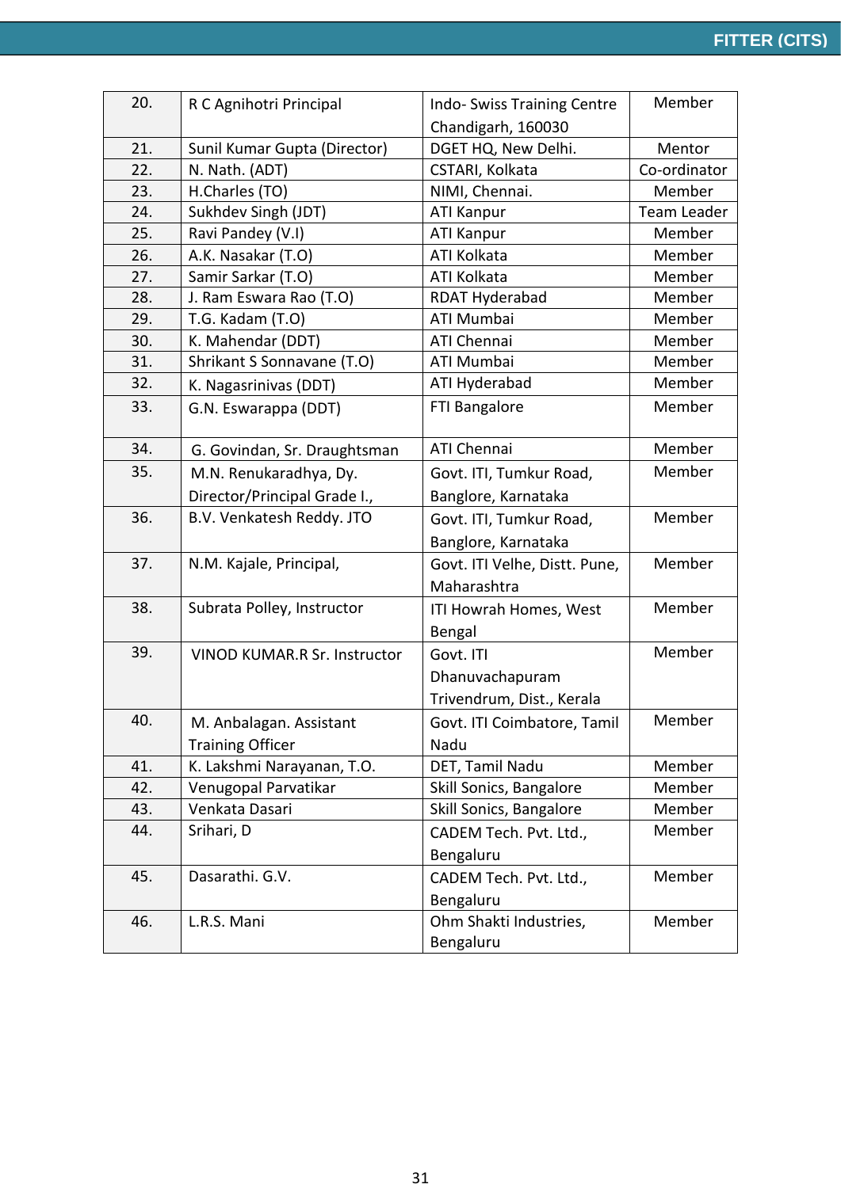| 20. | R C Agnihotri Principal | Indo- Swiss Training Centre Chandigarh, 160030 | Member |
|---|---|---|---|
| 21. | Sunil Kumar Gupta (Director) | DGET HQ, New Delhi. | Mentor |
| 22. | N. Nath. (ADT) | CSTARI, Kolkata | Co-ordinator |
| 23. | H.Charles (TO) | NIMI, Chennai. | Member |
| 24. | Sukhdev Singh (JDT) | ATI Kanpur | Team Leader |
| 25. | Ravi Pandey (V.I) | ATI Kanpur | Member |
| 26. | A.K. Nasakar (T.O) | ATI Kolkata | Member |
| 27. | Samir Sarkar (T.O) | ATI Kolkata | Member |
| 28. | J. Ram Eswara Rao (T.O) | RDAT Hyderabad | Member |
| 29. | T.G. Kadam (T.O) | ATI Mumbai | Member |
| 30. | K. Mahendar (DDT) | ATI Chennai | Member |
| 31. | Shrikant S Sonnavane (T.O) | ATI Mumbai | Member |
| 32. | K. Nagasrinivas (DDT) | ATI Hyderabad | Member |
| 33. | G.N. Eswarappa (DDT) | FTI Bangalore | Member |
| 34. | G. Govindan, Sr. Draughtsman | ATI Chennai | Member |
| 35. | M.N. Renukaradhya, Dy. Director/Principal Grade I., | Govt. ITI, Tumkur Road, Banglore, Karnataka | Member |
| 36. | B.V. Venkatesh Reddy. JTO | Govt. ITI, Tumkur Road, Banglore, Karnataka | Member |
| 37. | N.M. Kajale, Principal, | Govt. ITI Velhe, Distt. Pune, Maharashtra | Member |
| 38. | Subrata Polley, Instructor | ITI Howrah Homes, West Bengal | Member |
| 39. | VINOD KUMAR.R Sr. Instructor | Govt. ITI Dhanuvachapuram Trivendrum, Dist., Kerala | Member |
| 40. | M. Anbalagan. Assistant Training Officer | Govt. ITI Coimbatore, Tamil Nadu | Member |
| 41. | K. Lakshmi Narayanan, T.O. | DET, Tamil Nadu | Member |
| 42. | Venugopal Parvatikar | Skill Sonics, Bangalore | Member |
| 43. | Venkata Dasari | Skill Sonics, Bangalore | Member |
| 44. | Srihari, D | CADEM Tech. Pvt. Ltd., Bengaluru | Member |
| 45. | Dasarathi. G.V. | CADEM Tech. Pvt. Ltd., Bengaluru | Member |
| 46. | L.R.S. Mani | Ohm Shakti Industries, Bengaluru | Member |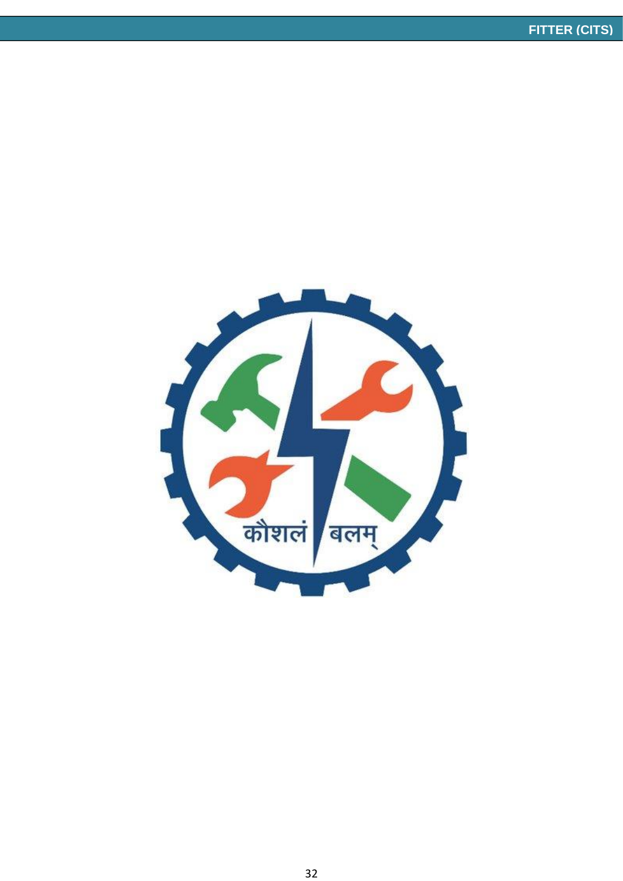कौशलं बलम्